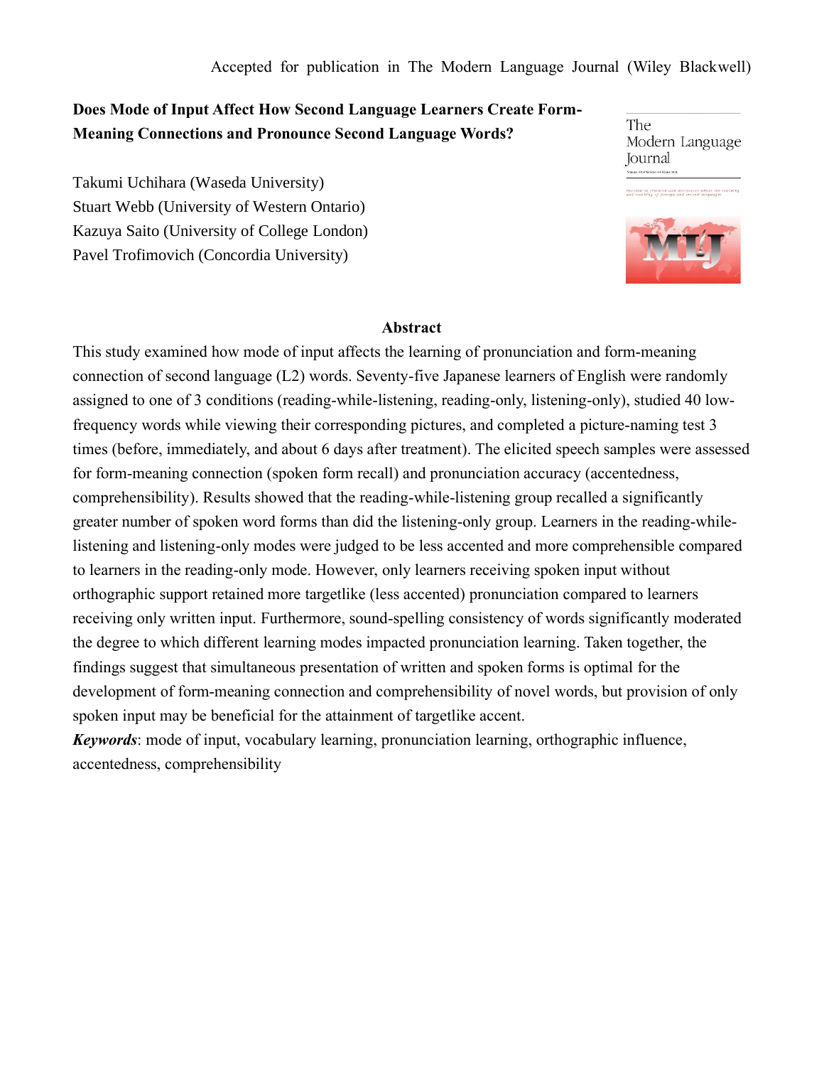Accepted for publication in The Modern Language Journal (Wiley Blackwell)

# Does Mode of Input Affect How Second Language Learners Create Form-Meaning Connections and Pronounce Second Language Words?

Takumi Uchihara (Waseda University)
Stuart Webb (University of Western Ontario)
Kazuya Saito (University of College London)
Pavel Trofimovich (Concordia University)

## Abstract

This study examined how mode of input affects the learning of pronunciation and form-meaning connection of second language (L2) words. Seventy-five Japanese learners of English were randomly assigned to one of 3 conditions (reading-while-listening, reading-only, listening-only), studied 40 low-frequency words while viewing their corresponding pictures, and completed a picture-naming test 3 times (before, immediately, and about 6 days after treatment). The elicited speech samples were assessed for form-meaning connection (spoken form recall) and pronunciation accuracy (accentedness, comprehensibility). Results showed that the reading-while-listening group recalled a significantly greater number of spoken word forms than did the listening-only group. Learners in the reading-while-listening and listening-only modes were judged to be less accented and more comprehensible compared to learners in the reading-only mode. However, only learners receiving spoken input without orthographic support retained more targetlike (less accented) pronunciation compared to learners receiving only written input. Furthermore, sound-spelling consistency of words significantly moderated the degree to which different learning modes impacted pronunciation learning. Taken together, the findings suggest that simultaneous presentation of written and spoken forms is optimal for the development of form-meaning connection and comprehensibility of novel words, but provision of only spoken input may be beneficial for the attainment of targetlike accent.

***Keywords***: mode of input, vocabulary learning, pronunciation learning, orthographic influence, accentedness, comprehensibility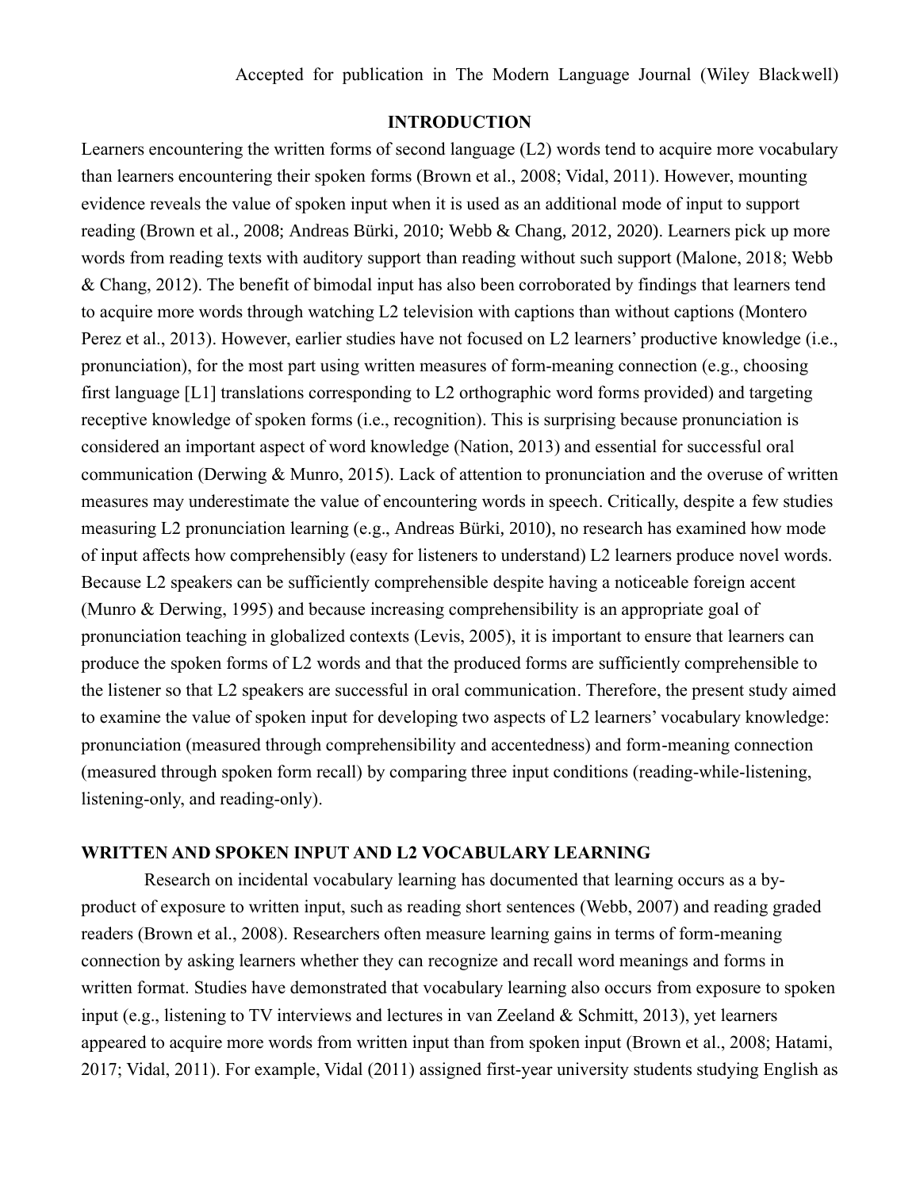## INTRODUCTION

Learners encountering the written forms of second language (L2) words tend to acquire more vocabulary than learners encountering their spoken forms (Brown et al., 2008; Vidal, 2011). However, mounting evidence reveals the value of spoken input when it is used as an additional mode of input to support reading (Brown et al., 2008; Andreas Bürki, 2010; Webb & Chang, 2012, 2020). Learners pick up more words from reading texts with auditory support than reading without such support (Malone, 2018; Webb & Chang, 2012). The benefit of bimodal input has also been corroborated by findings that learners tend to acquire more words through watching L2 television with captions than without captions (Montero Perez et al., 2013). However, earlier studies have not focused on L2 learners' productive knowledge (i.e., pronunciation), for the most part using written measures of form-meaning connection (e.g., choosing first language [L1] translations corresponding to L2 orthographic word forms provided) and targeting receptive knowledge of spoken forms (i.e., recognition). This is surprising because pronunciation is considered an important aspect of word knowledge (Nation, 2013) and essential for successful oral communication (Derwing & Munro, 2015). Lack of attention to pronunciation and the overuse of written measures may underestimate the value of encountering words in speech. Critically, despite a few studies measuring L2 pronunciation learning (e.g., Andreas Bürki, 2010), no research has examined how mode of input affects how comprehensibly (easy for listeners to understand) L2 learners produce novel words. Because L2 speakers can be sufficiently comprehensible despite having a noticeable foreign accent (Munro & Derwing, 1995) and because increasing comprehensibility is an appropriate goal of pronunciation teaching in globalized contexts (Levis, 2005), it is important to ensure that learners can produce the spoken forms of L2 words and that the produced forms are sufficiently comprehensible to the listener so that L2 speakers are successful in oral communication. Therefore, the present study aimed to examine the value of spoken input for developing two aspects of L2 learners' vocabulary knowledge: pronunciation (measured through comprehensibility and accentedness) and form-meaning connection (measured through spoken form recall) by comparing three input conditions (reading-while-listening, listening-only, and reading-only).

## WRITTEN AND SPOKEN INPUT AND L2 VOCABULARY LEARNING

Research on incidental vocabulary learning has documented that learning occurs as a by-product of exposure to written input, such as reading short sentences (Webb, 2007) and reading graded readers (Brown et al., 2008). Researchers often measure learning gains in terms of form-meaning connection by asking learners whether they can recognize and recall word meanings and forms in written format. Studies have demonstrated that vocabulary learning also occurs from exposure to spoken input (e.g., listening to TV interviews and lectures in van Zeeland & Schmitt, 2013), yet learners appeared to acquire more words from written input than from spoken input (Brown et al., 2008; Hatami, 2017; Vidal, 2011). For example, Vidal (2011) assigned first-year university students studying English as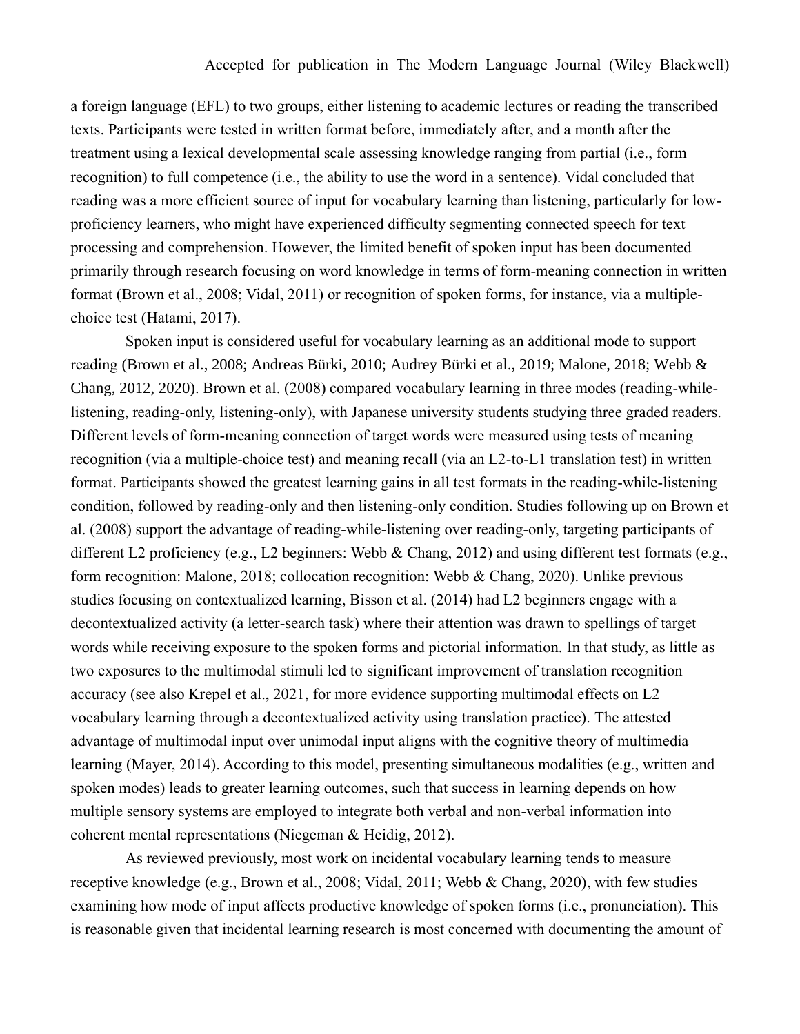a foreign language (EFL) to two groups, either listening to academic lectures or reading the transcribed texts. Participants were tested in written format before, immediately after, and a month after the treatment using a lexical developmental scale assessing knowledge ranging from partial (i.e., form recognition) to full competence (i.e., the ability to use the word in a sentence). Vidal concluded that reading was a more efficient source of input for vocabulary learning than listening, particularly for low-proficiency learners, who might have experienced difficulty segmenting connected speech for text processing and comprehension. However, the limited benefit of spoken input has been documented primarily through research focusing on word knowledge in terms of form-meaning connection in written format (Brown et al., 2008; Vidal, 2011) or recognition of spoken forms, for instance, via a multiple-choice test (Hatami, 2017).

Spoken input is considered useful for vocabulary learning as an additional mode to support reading (Brown et al., 2008; Andreas Bürki, 2010; Audrey Bürki et al., 2019; Malone, 2018; Webb & Chang, 2012, 2020). Brown et al. (2008) compared vocabulary learning in three modes (reading-while-listening, reading-only, listening-only), with Japanese university students studying three graded readers. Different levels of form-meaning connection of target words were measured using tests of meaning recognition (via a multiple-choice test) and meaning recall (via an L2-to-L1 translation test) in written format. Participants showed the greatest learning gains in all test formats in the reading-while-listening condition, followed by reading-only and then listening-only condition. Studies following up on Brown et al. (2008) support the advantage of reading-while-listening over reading-only, targeting participants of different L2 proficiency (e.g., L2 beginners: Webb & Chang, 2012) and using different test formats (e.g., form recognition: Malone, 2018; collocation recognition: Webb & Chang, 2020). Unlike previous studies focusing on contextualized learning, Bisson et al. (2014) had L2 beginners engage with a decontextualized activity (a letter-search task) where their attention was drawn to spellings of target words while receiving exposure to the spoken forms and pictorial information. In that study, as little as two exposures to the multimodal stimuli led to significant improvement of translation recognition accuracy (see also Krepel et al., 2021, for more evidence supporting multimodal effects on L2 vocabulary learning through a decontextualized activity using translation practice). The attested advantage of multimodal input over unimodal input aligns with the cognitive theory of multimedia learning (Mayer, 2014). According to this model, presenting simultaneous modalities (e.g., written and spoken modes) leads to greater learning outcomes, such that success in learning depends on how multiple sensory systems are employed to integrate both verbal and non-verbal information into coherent mental representations (Niegeman & Heidig, 2012).

As reviewed previously, most work on incidental vocabulary learning tends to measure receptive knowledge (e.g., Brown et al., 2008; Vidal, 2011; Webb & Chang, 2020), with few studies examining how mode of input affects productive knowledge of spoken forms (i.e., pronunciation). This is reasonable given that incidental learning research is most concerned with documenting the amount of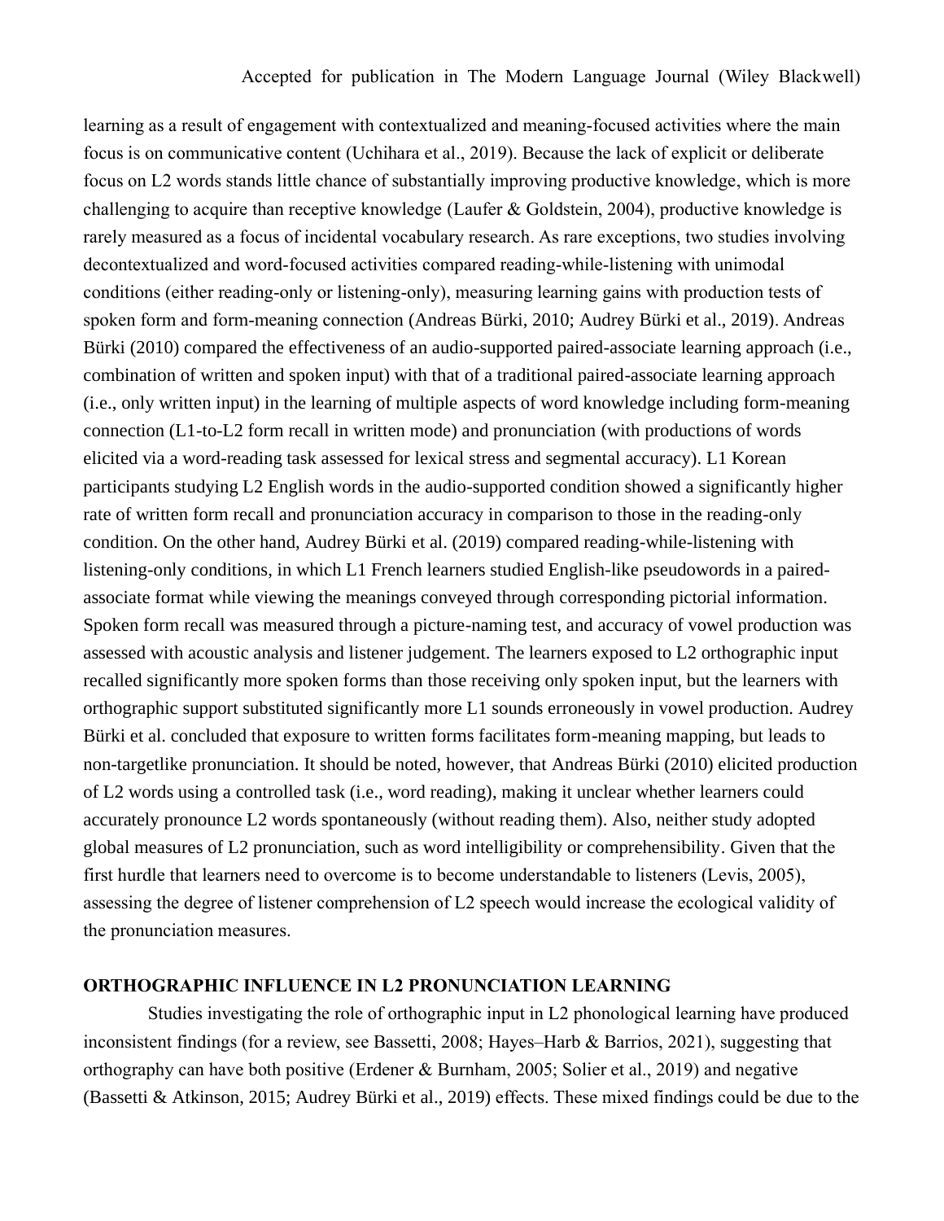learning as a result of engagement with contextualized and meaning-focused activities where the main focus is on communicative content (Uchihara et al., 2019). Because the lack of explicit or deliberate focus on L2 words stands little chance of substantially improving productive knowledge, which is more challenging to acquire than receptive knowledge (Laufer & Goldstein, 2004), productive knowledge is rarely measured as a focus of incidental vocabulary research. As rare exceptions, two studies involving decontextualized and word-focused activities compared reading-while-listening with unimodal conditions (either reading-only or listening-only), measuring learning gains with production tests of spoken form and form-meaning connection (Andreas Bürki, 2010; Audrey Bürki et al., 2019). Andreas Bürki (2010) compared the effectiveness of an audio-supported paired-associate learning approach (i.e., combination of written and spoken input) with that of a traditional paired-associate learning approach (i.e., only written input) in the learning of multiple aspects of word knowledge including form-meaning connection (L1-to-L2 form recall in written mode) and pronunciation (with productions of words elicited via a word-reading task assessed for lexical stress and segmental accuracy). L1 Korean participants studying L2 English words in the audio-supported condition showed a significantly higher rate of written form recall and pronunciation accuracy in comparison to those in the reading-only condition. On the other hand, Audrey Bürki et al. (2019) compared reading-while-listening with listening-only conditions, in which L1 French learners studied English-like pseudowords in a paired-associate format while viewing the meanings conveyed through corresponding pictorial information. Spoken form recall was measured through a picture-naming test, and accuracy of vowel production was assessed with acoustic analysis and listener judgement. The learners exposed to L2 orthographic input recalled significantly more spoken forms than those receiving only spoken input, but the learners with orthographic support substituted significantly more L1 sounds erroneously in vowel production. Audrey Bürki et al. concluded that exposure to written forms facilitates form-meaning mapping, but leads to non-targetlike pronunciation. It should be noted, however, that Andreas Bürki (2010) elicited production of L2 words using a controlled task (i.e., word reading), making it unclear whether learners could accurately pronounce L2 words spontaneously (without reading them). Also, neither study adopted global measures of L2 pronunciation, such as word intelligibility or comprehensibility. Given that the first hurdle that learners need to overcome is to become understandable to listeners (Levis, 2005), assessing the degree of listener comprehension of L2 speech would increase the ecological validity of the pronunciation measures.

## ORTHOGRAPHIC INFLUENCE IN L2 PRONUNCIATION LEARNING

Studies investigating the role of orthographic input in L2 phonological learning have produced inconsistent findings (for a review, see Bassetti, 2008; Hayes–Harb & Barrios, 2021), suggesting that orthography can have both positive (Erdener & Burnham, 2005; Solier et al., 2019) and negative (Bassetti & Atkinson, 2015; Audrey Bürki et al., 2019) effects. These mixed findings could be due to the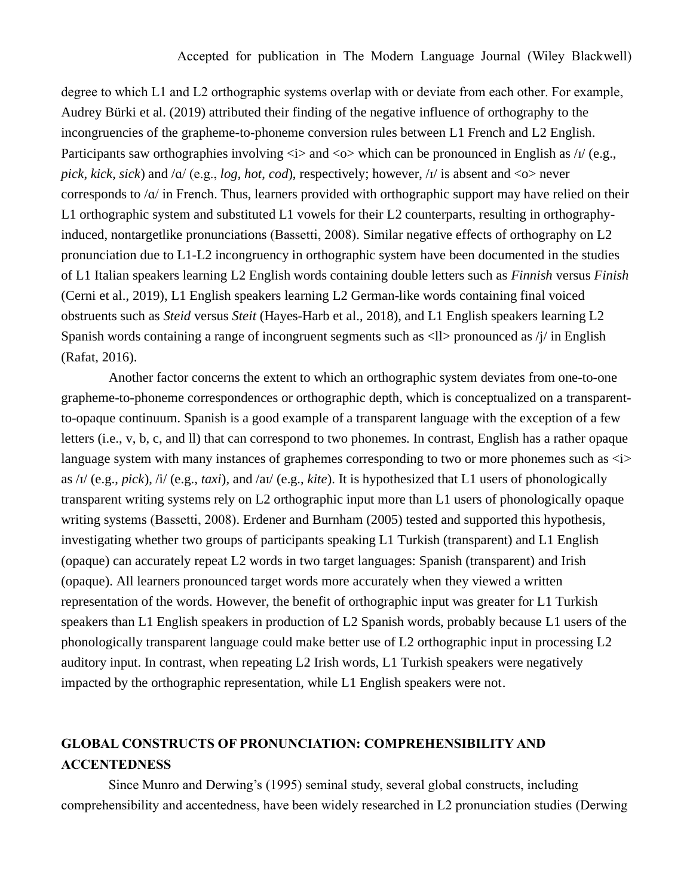degree to which L1 and L2 orthographic systems overlap with or deviate from each other. For example, Audrey Bürki et al. (2019) attributed their finding of the negative influence of orthography to the incongruencies of the grapheme-to-phoneme conversion rules between L1 French and L2 English. Participants saw orthographies involving <i> and <o> which can be pronounced in English as /ɪ/ (e.g., *pick*, *kick*, *sick*) and /ɑ/ (e.g., *log*, *hot*, *cod*), respectively; however, /ɪ/ is absent and <o> never corresponds to /ɑ/ in French. Thus, learners provided with orthographic support may have relied on their L1 orthographic system and substituted L1 vowels for their L2 counterparts, resulting in orthography-induced, nontargetlike pronunciations (Bassetti, 2008). Similar negative effects of orthography on L2 pronunciation due to L1-L2 incongruency in orthographic system have been documented in the studies of L1 Italian speakers learning L2 English words containing double letters such as *Finnish* versus *Finish* (Cerni et al., 2019), L1 English speakers learning L2 German-like words containing final voiced obstruents such as *Steid* versus *Steit* (Hayes-Harb et al., 2018), and L1 English speakers learning L2 Spanish words containing a range of incongruent segments such as <ll> pronounced as /j/ in English (Rafat, 2016).

Another factor concerns the extent to which an orthographic system deviates from one-to-one grapheme-to-phoneme correspondences or orthographic depth, which is conceptualized on a transparent-to-opaque continuum. Spanish is a good example of a transparent language with the exception of a few letters (i.e., v, b, c, and ll) that can correspond to two phonemes. In contrast, English has a rather opaque language system with many instances of graphemes corresponding to two or more phonemes such as <i> as /ɪ/ (e.g., *pick*), /i/ (e.g., *taxi*), and /aɪ/ (e.g., *kite*). It is hypothesized that L1 users of phonologically transparent writing systems rely on L2 orthographic input more than L1 users of phonologically opaque writing systems (Bassetti, 2008). Erdener and Burnham (2005) tested and supported this hypothesis, investigating whether two groups of participants speaking L1 Turkish (transparent) and L1 English (opaque) can accurately repeat L2 words in two target languages: Spanish (transparent) and Irish (opaque). All learners pronounced target words more accurately when they viewed a written representation of the words. However, the benefit of orthographic input was greater for L1 Turkish speakers than L1 English speakers in production of L2 Spanish words, probably because L1 users of the phonologically transparent language could make better use of L2 orthographic input in processing L2 auditory input. In contrast, when repeating L2 Irish words, L1 Turkish speakers were negatively impacted by the orthographic representation, while L1 English speakers were not.

## GLOBAL CONSTRUCTS OF PRONUNCIATION: COMPREHENSIBILITY AND ACCENTEDNESS

Since Munro and Derwing's (1995) seminal study, several global constructs, including comprehensibility and accentedness, have been widely researched in L2 pronunciation studies (Derwing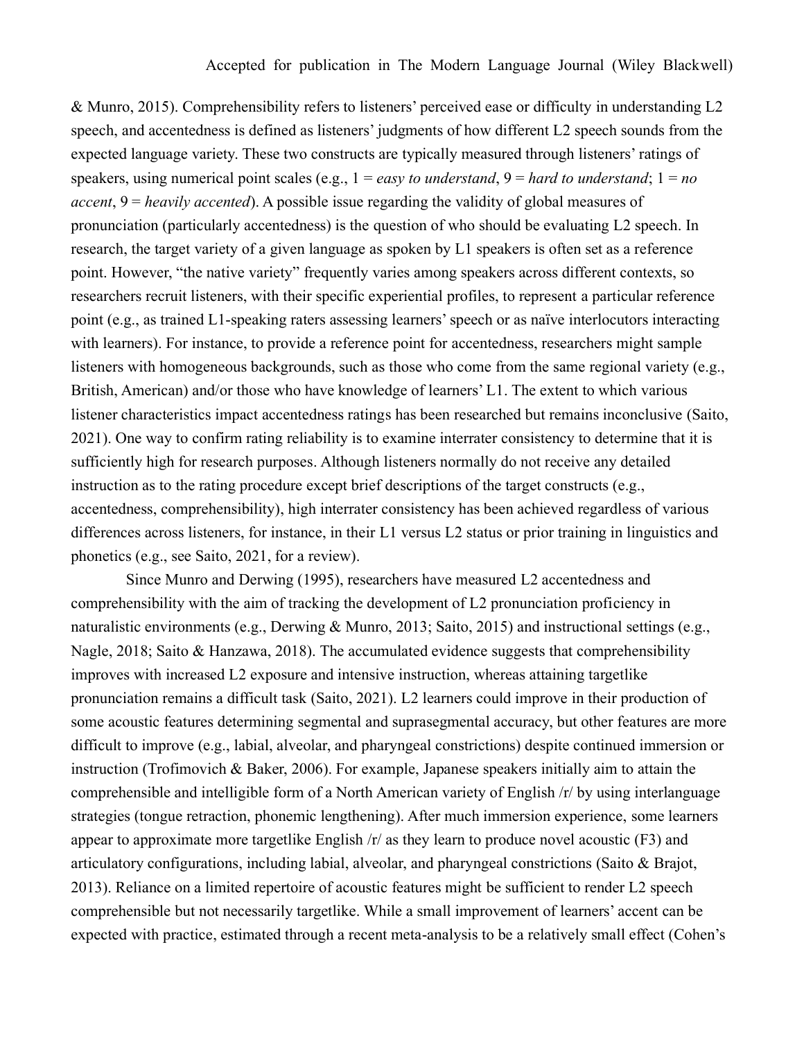& Munro, 2015). Comprehensibility refers to listeners' perceived ease or difficulty in understanding L2 speech, and accentedness is defined as listeners' judgments of how different L2 speech sounds from the expected language variety. These two constructs are typically measured through listeners' ratings of speakers, using numerical point scales (e.g., 1 = *easy to understand*, 9 = *hard to understand*; 1 = *no accent*, 9 = *heavily accented*). A possible issue regarding the validity of global measures of pronunciation (particularly accentedness) is the question of who should be evaluating L2 speech. In research, the target variety of a given language as spoken by L1 speakers is often set as a reference point. However, "the native variety" frequently varies among speakers across different contexts, so researchers recruit listeners, with their specific experiential profiles, to represent a particular reference point (e.g., as trained L1-speaking raters assessing learners' speech or as naïve interlocutors interacting with learners). For instance, to provide a reference point for accentedness, researchers might sample listeners with homogeneous backgrounds, such as those who come from the same regional variety (e.g., British, American) and/or those who have knowledge of learners' L1. The extent to which various listener characteristics impact accentedness ratings has been researched but remains inconclusive (Saito, 2021). One way to confirm rating reliability is to examine interrater consistency to determine that it is sufficiently high for research purposes. Although listeners normally do not receive any detailed instruction as to the rating procedure except brief descriptions of the target constructs (e.g., accentedness, comprehensibility), high interrater consistency has been achieved regardless of various differences across listeners, for instance, in their L1 versus L2 status or prior training in linguistics and phonetics (e.g., see Saito, 2021, for a review).

Since Munro and Derwing (1995), researchers have measured L2 accentedness and comprehensibility with the aim of tracking the development of L2 pronunciation proficiency in naturalistic environments (e.g., Derwing & Munro, 2013; Saito, 2015) and instructional settings (e.g., Nagle, 2018; Saito & Hanzawa, 2018). The accumulated evidence suggests that comprehensibility improves with increased L2 exposure and intensive instruction, whereas attaining targetlike pronunciation remains a difficult task (Saito, 2021). L2 learners could improve in their production of some acoustic features determining segmental and suprasegmental accuracy, but other features are more difficult to improve (e.g., labial, alveolar, and pharyngeal constrictions) despite continued immersion or instruction (Trofimovich & Baker, 2006). For example, Japanese speakers initially aim to attain the comprehensible and intelligible form of a North American variety of English /r/ by using interlanguage strategies (tongue retraction, phonemic lengthening). After much immersion experience, some learners appear to approximate more targetlike English /r/ as they learn to produce novel acoustic (F3) and articulatory configurations, including labial, alveolar, and pharyngeal constrictions (Saito & Brajot, 2013). Reliance on a limited repertoire of acoustic features might be sufficient to render L2 speech comprehensible but not necessarily targetlike. While a small improvement of learners' accent can be expected with practice, estimated through a recent meta-analysis to be a relatively small effect (Cohen's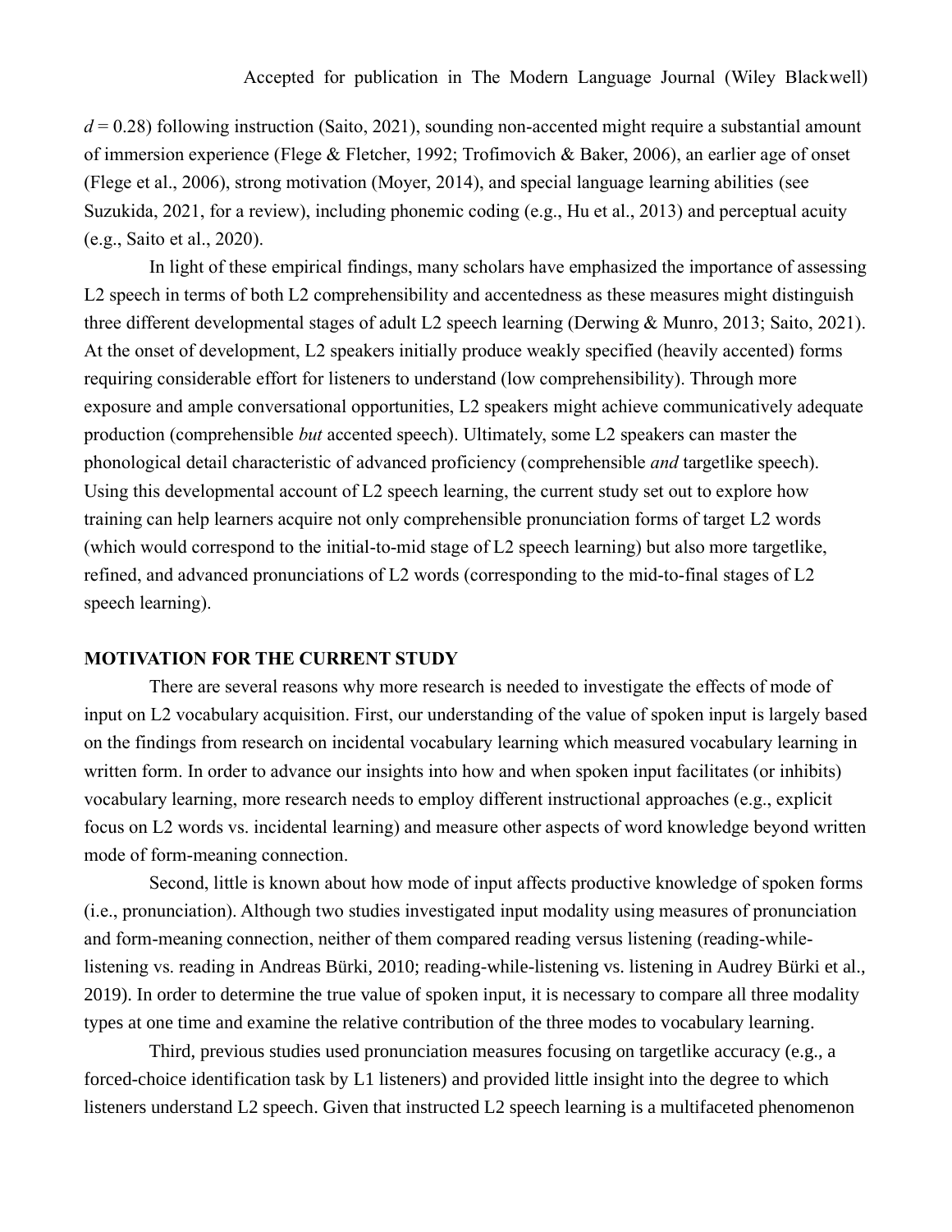$d = 0.28$) following instruction (Saito, 2021), sounding non-accented might require a substantial amount of immersion experience (Flege & Fletcher, 1992; Trofimovich & Baker, 2006), an earlier age of onset (Flege et al., 2006), strong motivation (Moyer, 2014), and special language learning abilities (see Suzukida, 2021, for a review), including phonemic coding (e.g., Hu et al., 2013) and perceptual acuity (e.g., Saito et al., 2020).

In light of these empirical findings, many scholars have emphasized the importance of assessing L2 speech in terms of both L2 comprehensibility and accentedness as these measures might distinguish three different developmental stages of adult L2 speech learning (Derwing & Munro, 2013; Saito, 2021). At the onset of development, L2 speakers initially produce weakly specified (heavily accented) forms requiring considerable effort for listeners to understand (low comprehensibility). Through more exposure and ample conversational opportunities, L2 speakers might achieve communicatively adequate production (comprehensible *but* accented speech). Ultimately, some L2 speakers can master the phonological detail characteristic of advanced proficiency (comprehensible *and* targetlike speech). Using this developmental account of L2 speech learning, the current study set out to explore how training can help learners acquire not only comprehensible pronunciation forms of target L2 words (which would correspond to the initial-to-mid stage of L2 speech learning) but also more targetlike, refined, and advanced pronunciations of L2 words (corresponding to the mid-to-final stages of L2 speech learning).

## MOTIVATION FOR THE CURRENT STUDY

There are several reasons why more research is needed to investigate the effects of mode of input on L2 vocabulary acquisition. First, our understanding of the value of spoken input is largely based on the findings from research on incidental vocabulary learning which measured vocabulary learning in written form. In order to advance our insights into how and when spoken input facilitates (or inhibits) vocabulary learning, more research needs to employ different instructional approaches (e.g., explicit focus on L2 words vs. incidental learning) and measure other aspects of word knowledge beyond written mode of form-meaning connection.

Second, little is known about how mode of input affects productive knowledge of spoken forms (i.e., pronunciation). Although two studies investigated input modality using measures of pronunciation and form-meaning connection, neither of them compared reading versus listening (reading-while-listening vs. reading in Andreas Bürki, 2010; reading-while-listening vs. listening in Audrey Bürki et al., 2019). In order to determine the true value of spoken input, it is necessary to compare all three modality types at one time and examine the relative contribution of the three modes to vocabulary learning.

Third, previous studies used pronunciation measures focusing on targetlike accuracy (e.g., a forced-choice identification task by L1 listeners) and provided little insight into the degree to which listeners understand L2 speech. Given that instructed L2 speech learning is a multifaceted phenomenon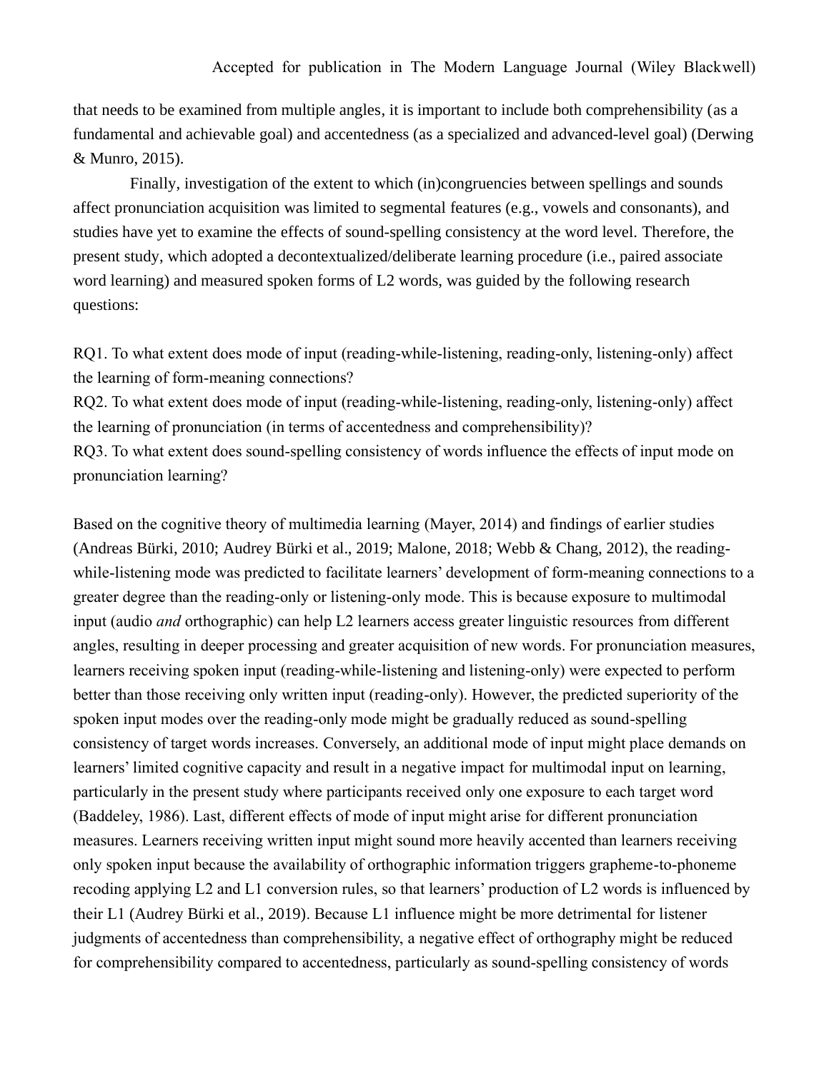that needs to be examined from multiple angles, it is important to include both comprehensibility (as a fundamental and achievable goal) and accentedness (as a specialized and advanced-level goal) (Derwing & Munro, 2015).

Finally, investigation of the extent to which (in)congruencies between spellings and sounds affect pronunciation acquisition was limited to segmental features (e.g., vowels and consonants), and studies have yet to examine the effects of sound-spelling consistency at the word level. Therefore, the present study, which adopted a decontextualized/deliberate learning procedure (i.e., paired associate word learning) and measured spoken forms of L2 words, was guided by the following research questions:

RQ1. To what extent does mode of input (reading-while-listening, reading-only, listening-only) affect the learning of form-meaning connections?
RQ2. To what extent does mode of input (reading-while-listening, reading-only, listening-only) affect the learning of pronunciation (in terms of accentedness and comprehensibility)?
RQ3. To what extent does sound-spelling consistency of words influence the effects of input mode on pronunciation learning?

Based on the cognitive theory of multimedia learning (Mayer, 2014) and findings of earlier studies (Andreas Bürki, 2010; Audrey Bürki et al., 2019; Malone, 2018; Webb & Chang, 2012), the reading-while-listening mode was predicted to facilitate learners' development of form-meaning connections to a greater degree than the reading-only or listening-only mode. This is because exposure to multimodal input (audio *and* orthographic) can help L2 learners access greater linguistic resources from different angles, resulting in deeper processing and greater acquisition of new words. For pronunciation measures, learners receiving spoken input (reading-while-listening and listening-only) were expected to perform better than those receiving only written input (reading-only). However, the predicted superiority of the spoken input modes over the reading-only mode might be gradually reduced as sound-spelling consistency of target words increases. Conversely, an additional mode of input might place demands on learners' limited cognitive capacity and result in a negative impact for multimodal input on learning, particularly in the present study where participants received only one exposure to each target word (Baddeley, 1986). Last, different effects of mode of input might arise for different pronunciation measures. Learners receiving written input might sound more heavily accented than learners receiving only spoken input because the availability of orthographic information triggers grapheme-to-phoneme recoding applying L2 and L1 conversion rules, so that learners' production of L2 words is influenced by their L1 (Audrey Bürki et al., 2019). Because L1 influence might be more detrimental for listener judgments of accentedness than comprehensibility, a negative effect of orthography might be reduced for comprehensibility compared to accentedness, particularly as sound-spelling consistency of words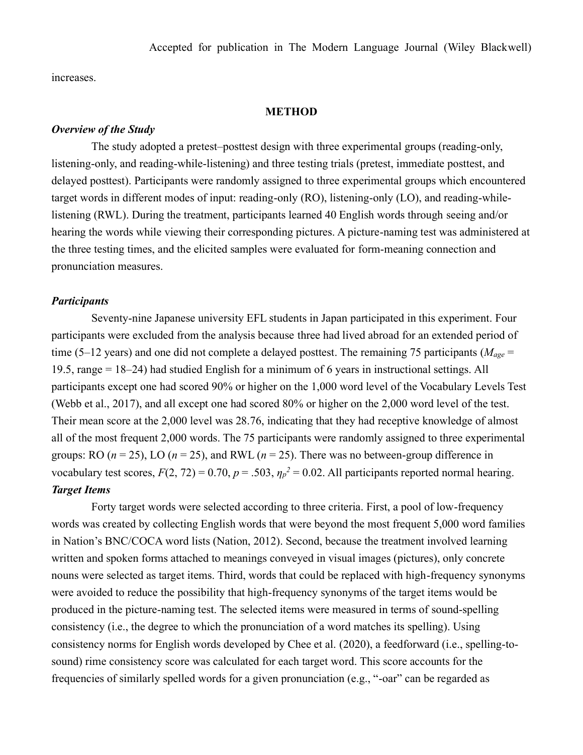increases.

## METHOD

### *Overview of the Study*

The study adopted a pretest–posttest design with three experimental groups (reading-only, listening-only, and reading-while-listening) and three testing trials (pretest, immediate posttest, and delayed posttest). Participants were randomly assigned to three experimental groups which encountered target words in different modes of input: reading-only (RO), listening-only (LO), and reading-while-listening (RWL). During the treatment, participants learned 40 English words through seeing and/or hearing the words while viewing their corresponding pictures. A picture-naming test was administered at the three testing times, and the elicited samples were evaluated for form-meaning connection and pronunciation measures.

### *Participants*

Seventy-nine Japanese university EFL students in Japan participated in this experiment. Four participants were excluded from the analysis because three had lived abroad for an extended period of time (5–12 years) and one did not complete a delayed posttest. The remaining 75 participants ($M_{age}$ = 19.5, range = 18–24) had studied English for a minimum of 6 years in instructional settings. All participants except one had scored 90% or higher on the 1,000 word level of the Vocabulary Levels Test (Webb et al., 2017), and all except one had scored 80% or higher on the 2,000 word level of the test. Their mean score at the 2,000 level was 28.76, indicating that they had receptive knowledge of almost all of the most frequent 2,000 words. The 75 participants were randomly assigned to three experimental groups: RO ($n$ = 25), LO ($n$ = 25), and RWL ($n$ = 25). There was no between-group difference in vocabulary test scores, $F(2, 72) = 0.70$, $p = .503$, $\eta_p^2 = 0.02$. All participants reported normal hearing.

### *Target Items*

Forty target words were selected according to three criteria. First, a pool of low-frequency words was created by collecting English words that were beyond the most frequent 5,000 word families in Nation's BNC/COCA word lists (Nation, 2012). Second, because the treatment involved learning written and spoken forms attached to meanings conveyed in visual images (pictures), only concrete nouns were selected as target items. Third, words that could be replaced with high-frequency synonyms were avoided to reduce the possibility that high-frequency synonyms of the target items would be produced in the picture-naming test. The selected items were measured in terms of sound-spelling consistency (i.e., the degree to which the pronunciation of a word matches its spelling). Using consistency norms for English words developed by Chee et al. (2020), a feedforward (i.e., spelling-to-sound) rime consistency score was calculated for each target word. This score accounts for the frequencies of similarly spelled words for a given pronunciation (e.g., "-oar" can be regarded as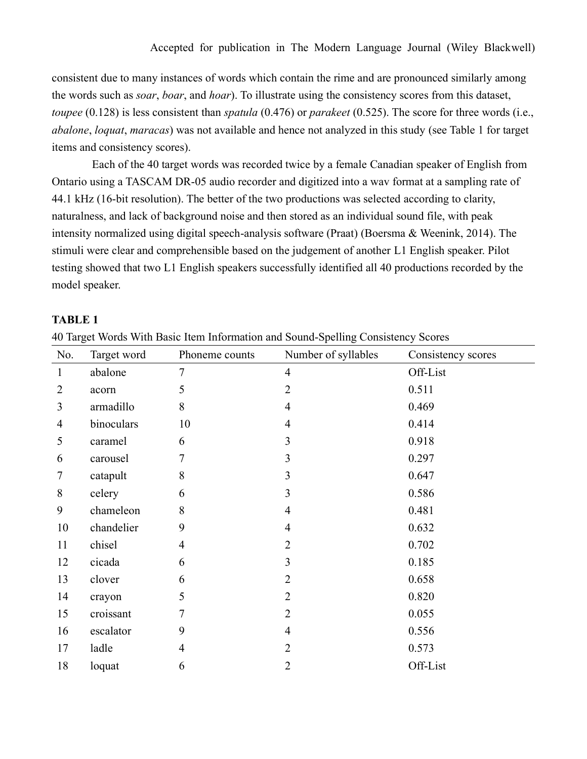consistent due to many instances of words which contain the rime and are pronounced similarly among the words such as *soar*, *boar*, and *hoar*). To illustrate using the consistency scores from this dataset, *toupee* (0.128) is less consistent than *spatula* (0.476) or *parakeet* (0.525). The score for three words (i.e., *abalone*, *loquat*, *maracas*) was not available and hence not analyzed in this study (see Table 1 for target items and consistency scores).

Each of the 40 target words was recorded twice by a female Canadian speaker of English from Ontario using a TASCAM DR-05 audio recorder and digitized into a wav format at a sampling rate of 44.1 kHz (16-bit resolution). The better of the two productions was selected according to clarity, naturalness, and lack of background noise and then stored as an individual sound file, with peak intensity normalized using digital speech-analysis software (Praat) (Boersma & Weenink, 2014). The stimuli were clear and comprehensible based on the judgement of another L1 English speaker. Pilot testing showed that two L1 English speakers successfully identified all 40 productions recorded by the model speaker.

**TABLE 1**

40 Target Words With Basic Item Information and Sound-Spelling Consistency Scores

| No. | Target word | Phoneme counts | Number of syllables | Consistency scores |
|---|---|---|---|---|
| 1 | abalone | 7 | 4 | Off-List |
| 2 | acorn | 5 | 2 | 0.511 |
| 3 | armadillo | 8 | 4 | 0.469 |
| 4 | binoculars | 10 | 4 | 0.414 |
| 5 | caramel | 6 | 3 | 0.918 |
| 6 | carousel | 7 | 3 | 0.297 |
| 7 | catapult | 8 | 3 | 0.647 |
| 8 | celery | 6 | 3 | 0.586 |
| 9 | chameleon | 8 | 4 | 0.481 |
| 10 | chandelier | 9 | 4 | 0.632 |
| 11 | chisel | 4 | 2 | 0.702 |
| 12 | cicada | 6 | 3 | 0.185 |
| 13 | clover | 6 | 2 | 0.658 |
| 14 | crayon | 5 | 2 | 0.820 |
| 15 | croissant | 7 | 2 | 0.055 |
| 16 | escalator | 9 | 4 | 0.556 |
| 17 | ladle | 4 | 2 | 0.573 |
| 18 | loquat | 6 | 2 | Off-List |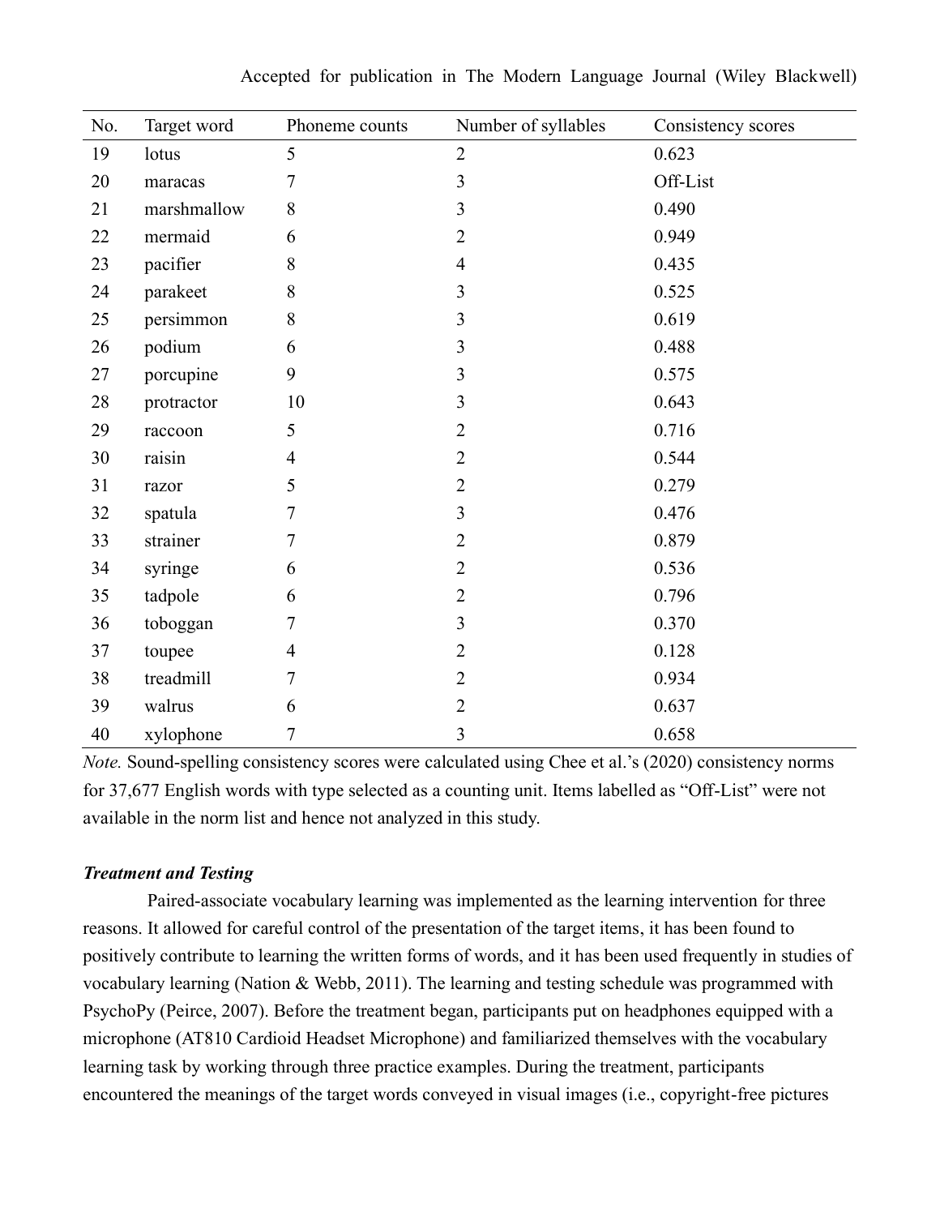| No. | Target word | Phoneme counts | Number of syllables | Consistency scores |
|---|---|---|---|---|
| 19 | lotus | 5 | 2 | 0.623 |
| 20 | maracas | 7 | 3 | Off-List |
| 21 | marshmallow | 8 | 3 | 0.490 |
| 22 | mermaid | 6 | 2 | 0.949 |
| 23 | pacifier | 8 | 4 | 0.435 |
| 24 | parakeet | 8 | 3 | 0.525 |
| 25 | persimmon | 8 | 3 | 0.619 |
| 26 | podium | 6 | 3 | 0.488 |
| 27 | porcupine | 9 | 3 | 0.575 |
| 28 | protractor | 10 | 3 | 0.643 |
| 29 | raccoon | 5 | 2 | 0.716 |
| 30 | raisin | 4 | 2 | 0.544 |
| 31 | razor | 5 | 2 | 0.279 |
| 32 | spatula | 7 | 3 | 0.476 |
| 33 | strainer | 7 | 2 | 0.879 |
| 34 | syringe | 6 | 2 | 0.536 |
| 35 | tadpole | 6 | 2 | 0.796 |
| 36 | toboggan | 7 | 3 | 0.370 |
| 37 | toupee | 4 | 2 | 0.128 |
| 38 | treadmill | 7 | 2 | 0.934 |
| 39 | walrus | 6 | 2 | 0.637 |
| 40 | xylophone | 7 | 3 | 0.658 |

*Note.* Sound-spelling consistency scores were calculated using Chee et al.'s (2020) consistency norms for 37,677 English words with type selected as a counting unit. Items labelled as "Off-List" were not available in the norm list and hence not analyzed in this study.

### *Treatment and Testing*

Paired-associate vocabulary learning was implemented as the learning intervention for three reasons. It allowed for careful control of the presentation of the target items, it has been found to positively contribute to learning the written forms of words, and it has been used frequently in studies of vocabulary learning (Nation & Webb, 2011). The learning and testing schedule was programmed with PsychoPy (Peirce, 2007). Before the treatment began, participants put on headphones equipped with a microphone (AT810 Cardioid Headset Microphone) and familiarized themselves with the vocabulary learning task by working through three practice examples. During the treatment, participants encountered the meanings of the target words conveyed in visual images (i.e., copyright-free pictures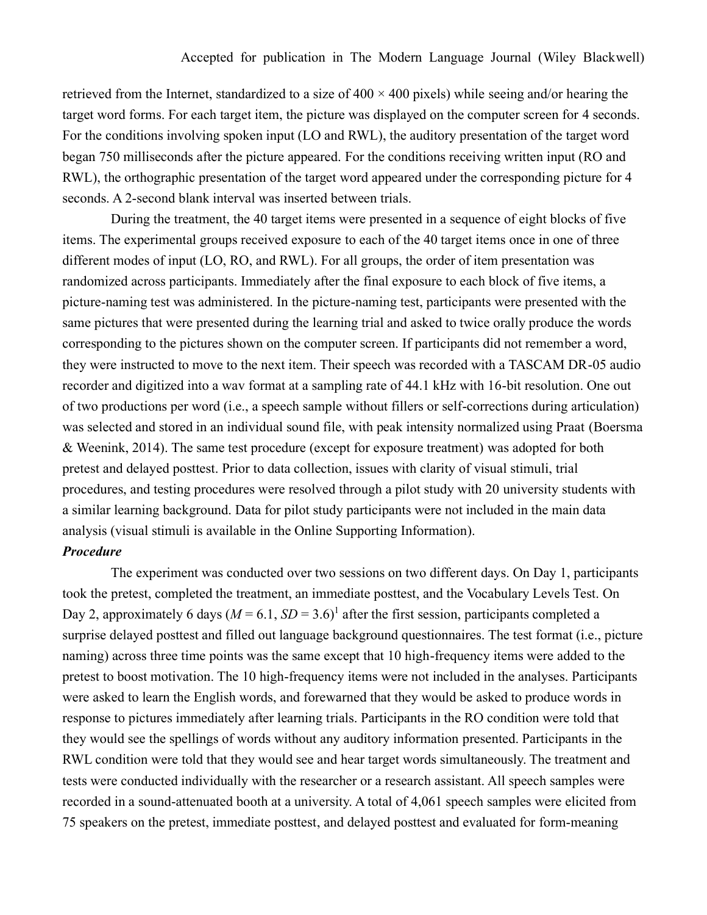retrieved from the Internet, standardized to a size of 400 × 400 pixels) while seeing and/or hearing the target word forms. For each target item, the picture was displayed on the computer screen for 4 seconds. For the conditions involving spoken input (LO and RWL), the auditory presentation of the target word began 750 milliseconds after the picture appeared. For the conditions receiving written input (RO and RWL), the orthographic presentation of the target word appeared under the corresponding picture for 4 seconds. A 2-second blank interval was inserted between trials.

During the treatment, the 40 target items were presented in a sequence of eight blocks of five items. The experimental groups received exposure to each of the 40 target items once in one of three different modes of input (LO, RO, and RWL). For all groups, the order of item presentation was randomized across participants. Immediately after the final exposure to each block of five items, a picture-naming test was administered. In the picture-naming test, participants were presented with the same pictures that were presented during the learning trial and asked to twice orally produce the words corresponding to the pictures shown on the computer screen. If participants did not remember a word, they were instructed to move to the next item. Their speech was recorded with a TASCAM DR-05 audio recorder and digitized into a wav format at a sampling rate of 44.1 kHz with 16-bit resolution. One out of two productions per word (i.e., a speech sample without fillers or self-corrections during articulation) was selected and stored in an individual sound file, with peak intensity normalized using Praat (Boersma & Weenink, 2014). The same test procedure (except for exposure treatment) was adopted for both pretest and delayed posttest. Prior to data collection, issues with clarity of visual stimuli, trial procedures, and testing procedures were resolved through a pilot study with 20 university students with a similar learning background. Data for pilot study participants were not included in the main data analysis (visual stimuli is available in the Online Supporting Information).

***Procedure***

The experiment was conducted over two sessions on two different days. On Day 1, participants took the pretest, completed the treatment, an immediate posttest, and the Vocabulary Levels Test. On Day 2, approximately 6 days ($M$ = 6.1, $SD$ = 3.6)[1] after the first session, participants completed a surprise delayed posttest and filled out language background questionnaires. The test format (i.e., picture naming) across three time points was the same except that 10 high-frequency items were added to the pretest to boost motivation. The 10 high-frequency items were not included in the analyses. Participants were asked to learn the English words, and forewarned that they would be asked to produce words in response to pictures immediately after learning trials. Participants in the RO condition were told that they would see the spellings of words without any auditory information presented. Participants in the RWL condition were told that they would see and hear target words simultaneously. The treatment and tests were conducted individually with the researcher or a research assistant. All speech samples were recorded in a sound-attenuated booth at a university. A total of 4,061 speech samples were elicited from 75 speakers on the pretest, immediate posttest, and delayed posttest and evaluated for form-meaning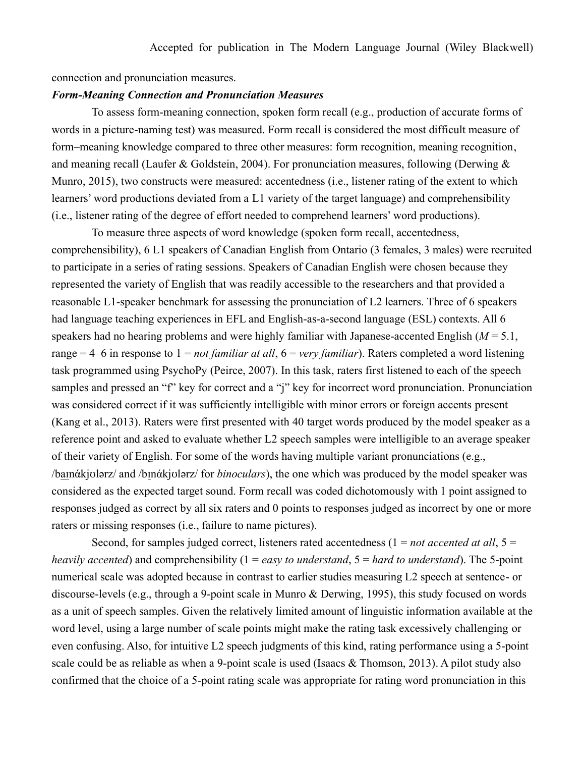connection and pronunciation measures.

***Form-Meaning Connection and Pronunciation Measures***

To assess form-meaning connection, spoken form recall (e.g., production of accurate forms of words in a picture-naming test) was measured. Form recall is considered the most difficult measure of form–meaning knowledge compared to three other measures: form recognition, meaning recognition, and meaning recall (Laufer & Goldstein, 2004). For pronunciation measures, following (Derwing & Munro, 2015), two constructs were measured: accentedness (i.e., listener rating of the extent to which learners' word productions deviated from a L1 variety of the target language) and comprehensibility (i.e., listener rating of the degree of effort needed to comprehend learners' word productions).

To measure three aspects of word knowledge (spoken form recall, accentedness, comprehensibility), 6 L1 speakers of Canadian English from Ontario (3 females, 3 males) were recruited to participate in a series of rating sessions. Speakers of Canadian English were chosen because they represented the variety of English that was readily accessible to the researchers and that provided a reasonable L1-speaker benchmark for assessing the pronunciation of L2 learners. Three of 6 speakers had language teaching experiences in EFL and English-as-a-second language (ESL) contexts. All 6 speakers had no hearing problems and were highly familiar with Japanese-accented English ($M$ = 5.1, range = 4–6 in response to 1 = *not familiar at all*, 6 = *very familiar*). Raters completed a word listening task programmed using PsychoPy (Peirce, 2007). In this task, raters first listened to each of the speech samples and pressed an "f" key for correct and a "j" key for incorrect word pronunciation. Pronunciation was considered correct if it was sufficiently intelligible with minor errors or foreign accents present (Kang et al., 2013). Raters were first presented with 40 target words produced by the model speaker as a reference point and asked to evaluate whether L2 speech samples were intelligible to an average speaker of their variety of English. For some of the words having multiple variant pronunciations (e.g., /baɪnάkjʊlərz/ and /bɪnάkjʊlərz/ for *binoculars*), the one which was produced by the model speaker was considered as the expected target sound. Form recall was coded dichotomously with 1 point assigned to responses judged as correct by all six raters and 0 points to responses judged as incorrect by one or more raters or missing responses (i.e., failure to name pictures).

Second, for samples judged correct, listeners rated accentedness (1 = *not accented at all*, 5 = *heavily accented*) and comprehensibility (1 = *easy to understand*, 5 = *hard to understand*). The 5-point numerical scale was adopted because in contrast to earlier studies measuring L2 speech at sentence- or discourse-levels (e.g., through a 9-point scale in Munro & Derwing, 1995), this study focused on words as a unit of speech samples. Given the relatively limited amount of linguistic information available at the word level, using a large number of scale points might make the rating task excessively challenging or even confusing. Also, for intuitive L2 speech judgments of this kind, rating performance using a 5-point scale could be as reliable as when a 9-point scale is used (Isaacs & Thomson, 2013). A pilot study also confirmed that the choice of a 5-point rating scale was appropriate for rating word pronunciation in this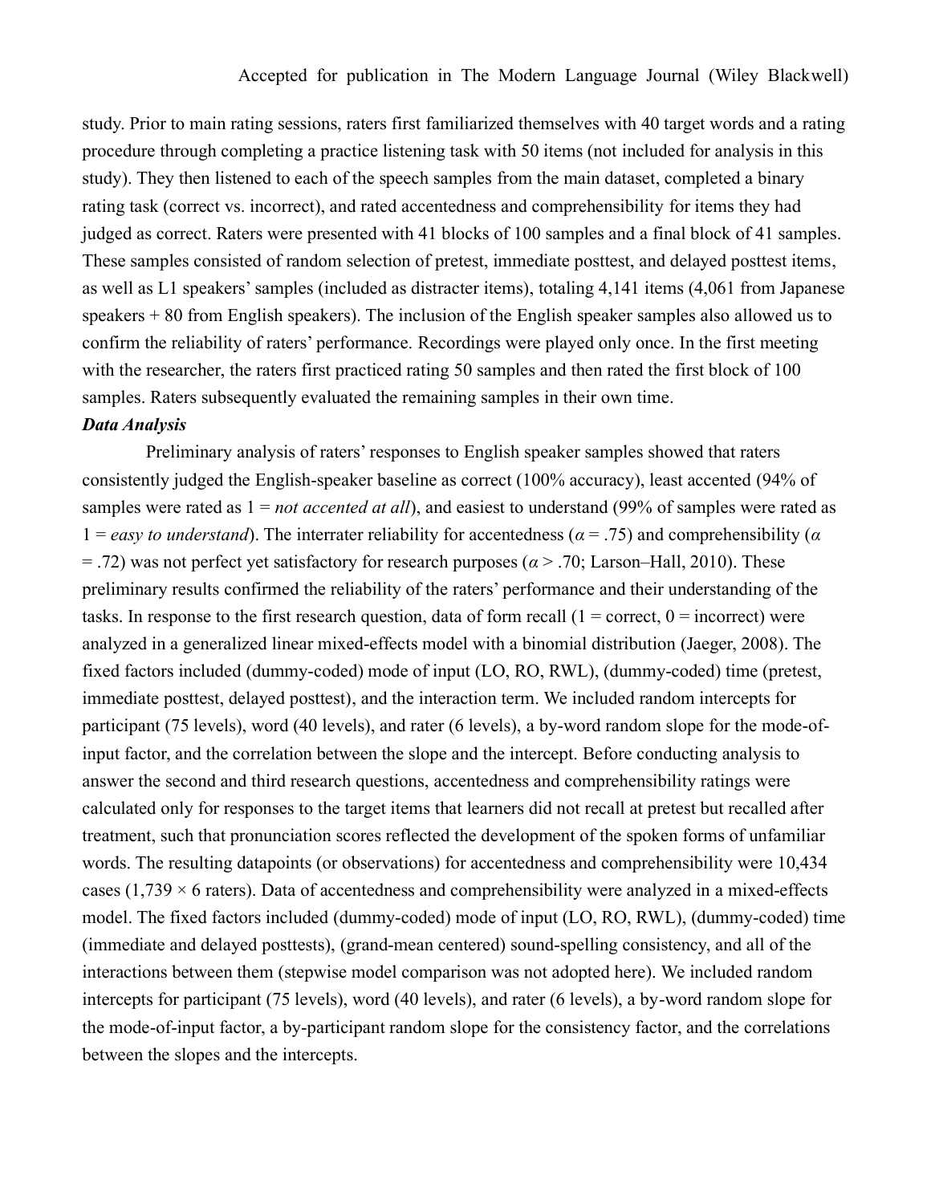study. Prior to main rating sessions, raters first familiarized themselves with 40 target words and a rating procedure through completing a practice listening task with 50 items (not included for analysis in this study). They then listened to each of the speech samples from the main dataset, completed a binary rating task (correct vs. incorrect), and rated accentedness and comprehensibility for items they had judged as correct. Raters were presented with 41 blocks of 100 samples and a final block of 41 samples. These samples consisted of random selection of pretest, immediate posttest, and delayed posttest items, as well as L1 speakers' samples (included as distracter items), totaling 4,141 items (4,061 from Japanese speakers + 80 from English speakers). The inclusion of the English speaker samples also allowed us to confirm the reliability of raters' performance. Recordings were played only once. In the first meeting with the researcher, the raters first practiced rating 50 samples and then rated the first block of 100 samples. Raters subsequently evaluated the remaining samples in their own time.

***Data Analysis***

Preliminary analysis of raters' responses to English speaker samples showed that raters consistently judged the English-speaker baseline as correct (100% accuracy), least accented (94% of samples were rated as 1 = *not accented at all*), and easiest to understand (99% of samples were rated as 1 = *easy to understand*). The interrater reliability for accentedness ($\alpha = .75$) and comprehensibility ($\alpha = .72$) was not perfect yet satisfactory for research purposes ($\alpha > .70$; Larson–Hall, 2010). These preliminary results confirmed the reliability of the raters' performance and their understanding of the tasks. In response to the first research question, data of form recall (1 = correct, 0 = incorrect) were analyzed in a generalized linear mixed-effects model with a binomial distribution (Jaeger, 2008). The fixed factors included (dummy-coded) mode of input (LO, RO, RWL), (dummy-coded) time (pretest, immediate posttest, delayed posttest), and the interaction term. We included random intercepts for participant (75 levels), word (40 levels), and rater (6 levels), a by-word random slope for the mode-of-input factor, and the correlation between the slope and the intercept. Before conducting analysis to answer the second and third research questions, accentedness and comprehensibility ratings were calculated only for responses to the target items that learners did not recall at pretest but recalled after treatment, such that pronunciation scores reflected the development of the spoken forms of unfamiliar words. The resulting datapoints (or observations) for accentedness and comprehensibility were 10,434 cases ($1{,}739 \times 6$ raters). Data of accentedness and comprehensibility were analyzed in a mixed-effects model. The fixed factors included (dummy-coded) mode of input (LO, RO, RWL), (dummy-coded) time (immediate and delayed posttests), (grand-mean centered) sound-spelling consistency, and all of the interactions between them (stepwise model comparison was not adopted here). We included random intercepts for participant (75 levels), word (40 levels), and rater (6 levels), a by-word random slope for the mode-of-input factor, a by-participant random slope for the consistency factor, and the correlations between the slopes and the intercepts.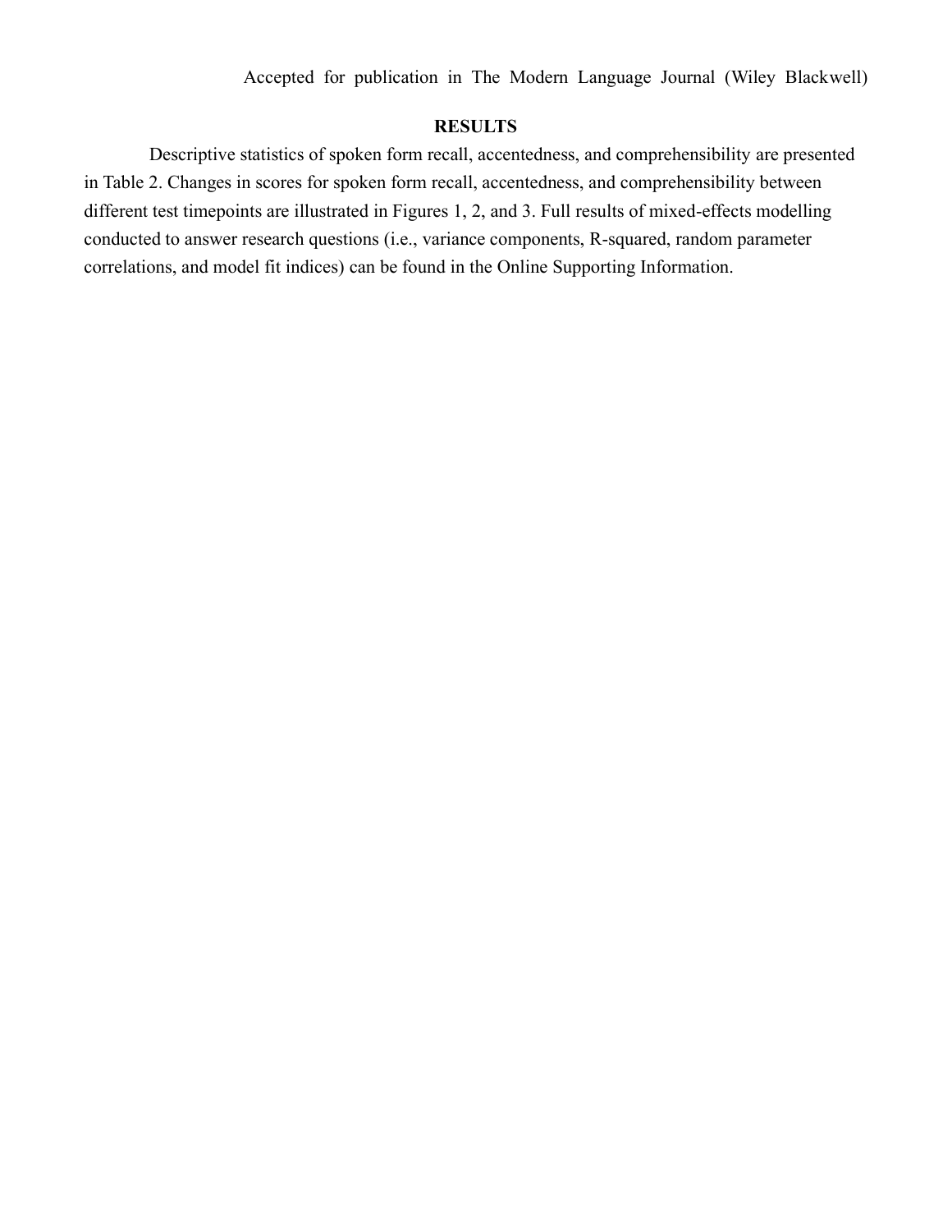## RESULTS

Descriptive statistics of spoken form recall, accentedness, and comprehensibility are presented in Table 2. Changes in scores for spoken form recall, accentedness, and comprehensibility between different test timepoints are illustrated in Figures 1, 2, and 3. Full results of mixed-effects modelling conducted to answer research questions (i.e., variance components, R-squared, random parameter correlations, and model fit indices) can be found in the Online Supporting Information.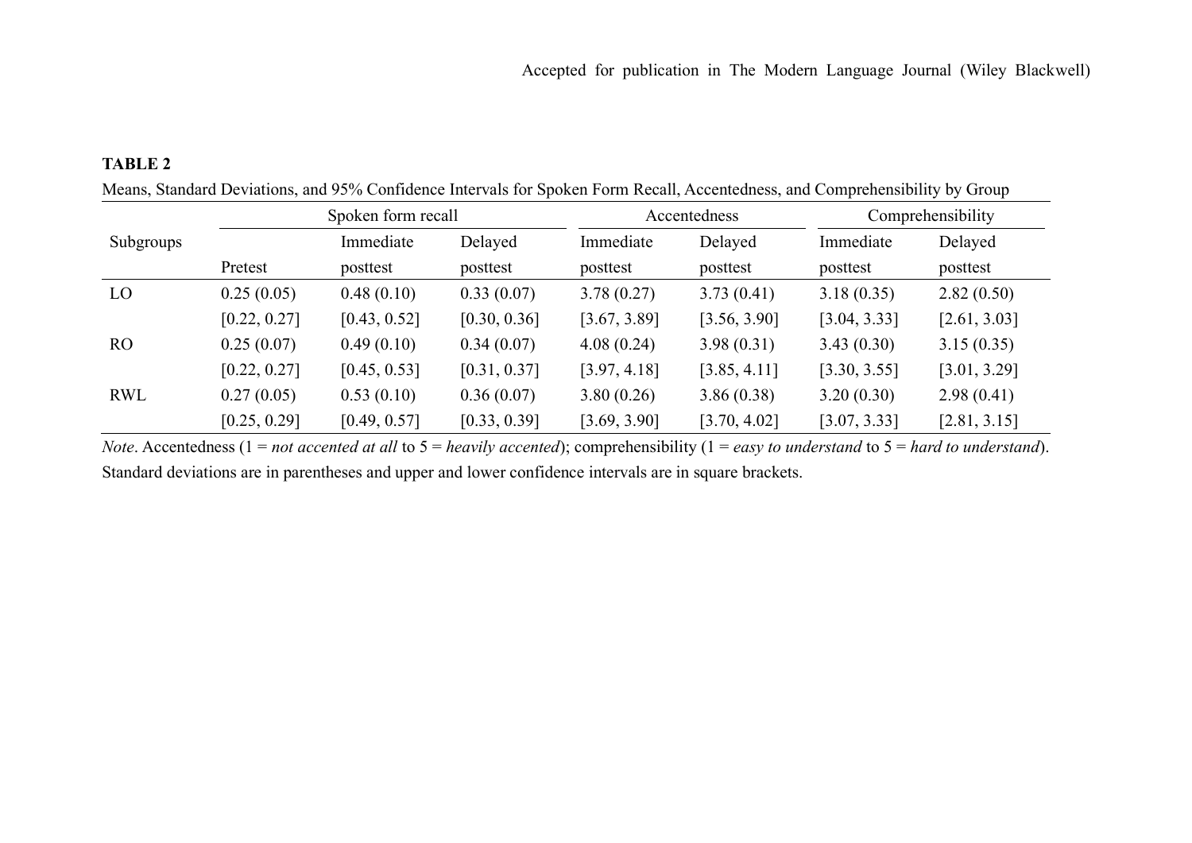**TABLE 2**

Means, Standard Deviations, and 95% Confidence Intervals for Spoken Form Recall, Accentedness, and Comprehensibility by Group

| Subgroups | Spoken form recall | | | Accentedness | | Comprehensibility | |
|---|---|---|---|---|---|---|---|
| | Pretest | Immediate posttest | Delayed posttest | Immediate posttest | Delayed posttest | Immediate posttest | Delayed posttest |
| LO | 0.25 (0.05) | 0.48 (0.10) | 0.33 (0.07) | 3.78 (0.27) | 3.73 (0.41) | 3.18 (0.35) | 2.82 (0.50) |
| | [0.22, 0.27] | [0.43, 0.52] | [0.30, 0.36] | [3.67, 3.89] | [3.56, 3.90] | [3.04, 3.33] | [2.61, 3.03] |
| RO | 0.25 (0.07) | 0.49 (0.10) | 0.34 (0.07) | 4.08 (0.24) | 3.98 (0.31) | 3.43 (0.30) | 3.15 (0.35) |
| | [0.22, 0.27] | [0.45, 0.53] | [0.31, 0.37] | [3.97, 4.18] | [3.85, 4.11] | [3.30, 3.55] | [3.01, 3.29] |
| RWL | 0.27 (0.05) | 0.53 (0.10) | 0.36 (0.07) | 3.80 (0.26) | 3.86 (0.38) | 3.20 (0.30) | 2.98 (0.41) |
| | [0.25, 0.29] | [0.49, 0.57] | [0.33, 0.39] | [3.69, 3.90] | [3.70, 4.02] | [3.07, 3.33] | [2.81, 3.15] |

*Note*. Accentedness (1 = *not accented at all* to 5 = *heavily accented*); comprehensibility (1 = *easy to understand* to 5 = *hard to understand*). Standard deviations are in parentheses and upper and lower confidence intervals are in square brackets.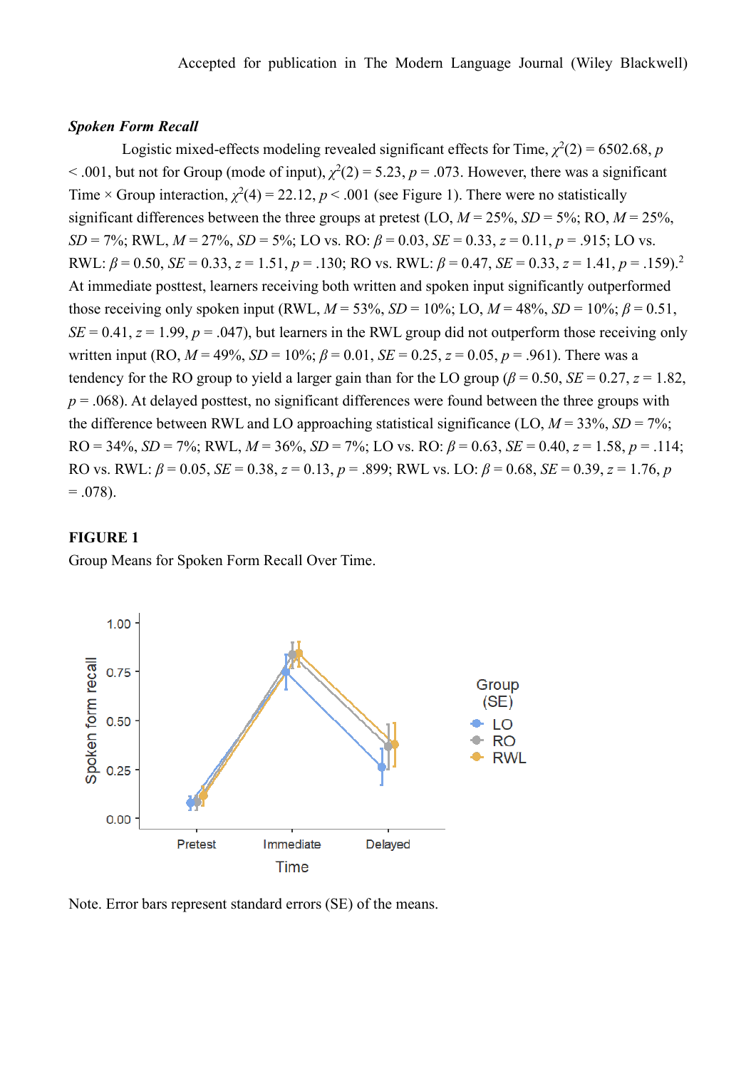***Spoken Form Recall***

Logistic mixed-effects modeling revealed significant effects for Time, $\chi^2(2) = 6502.68$, $p < .001$, but not for Group (mode of input), $\chi^2(2) = 5.23$, $p = .073$. However, there was a significant Time × Group interaction, $\chi^2(4) = 22.12$, $p < .001$ (see Figure 1). There were no statistically significant differences between the three groups at pretest (LO, $M = 25\%$, $SD = 5\%$; RO, $M = 25\%$, $SD = 7\%$; RWL, $M = 27\%$, $SD = 5\%$; LO vs. RO: $\beta = 0.03$, $SE = 0.33$, $z = 0.11$, $p = .915$; LO vs. RWL: $\beta = 0.50$, $SE = 0.33$, $z = 1.51$, $p = .130$; RO vs. RWL: $\beta = 0.47$, $SE = 0.33$, $z = 1.41$, $p = .159$).[2] At immediate posttest, learners receiving both written and spoken input significantly outperformed those receiving only spoken input (RWL, $M = 53\%$, $SD = 10\%$; LO, $M = 48\%$, $SD = 10\%$; $\beta = 0.51$, $SE = 0.41$, $z = 1.99$, $p = .047$), but learners in the RWL group did not outperform those receiving only written input (RO, $M = 49\%$, $SD = 10\%$; $\beta = 0.01$, $SE = 0.25$, $z = 0.05$, $p = .961$). There was a tendency for the RO group to yield a larger gain than for the LO group ($\beta = 0.50$, $SE = 0.27$, $z = 1.82$, $p = .068$). At delayed posttest, no significant differences were found between the three groups with the difference between RWL and LO approaching statistical significance (LO, $M = 33\%$, $SD = 7\%$; RO = $34\%$, $SD = 7\%$; RWL, $M = 36\%$, $SD = 7\%$; LO vs. RO: $\beta = 0.63$, $SE = 0.40$, $z = 1.58$, $p = .114$; RO vs. RWL: $\beta = 0.05$, $SE = 0.38$, $z = 0.13$, $p = .899$; RWL vs. LO: $\beta = 0.68$, $SE = 0.39$, $z = 1.76$, $p = .078$).

**FIGURE 1**

Group Means for Spoken Form Recall Over Time.

Note. Error bars represent standard errors (SE) of the means.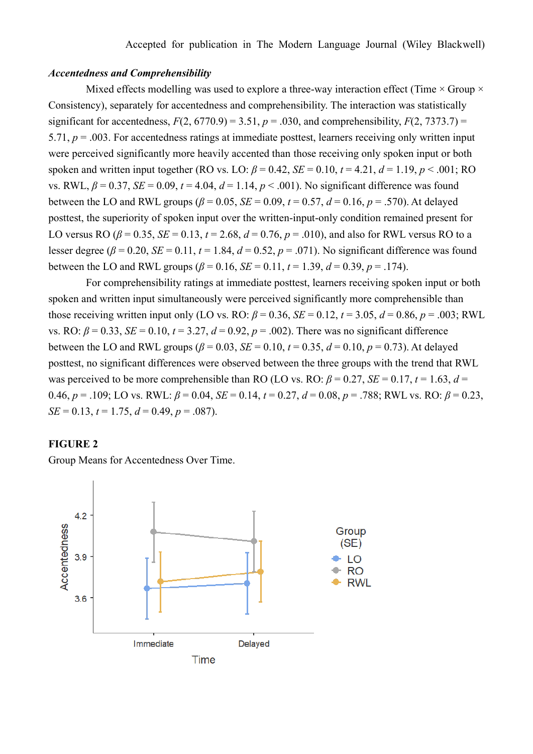***Accentedness and Comprehensibility***

Mixed effects modelling was used to explore a three-way interaction effect (Time × Group × Consistency), separately for accentedness and comprehensibility. The interaction was statistically significant for accentedness, $F(2, 6770.9) = 3.51$, $p = .030$, and comprehensibility, $F(2, 7373.7) = 5.71$, $p = .003$. For accentedness ratings at immediate posttest, learners receiving only written input were perceived significantly more heavily accented than those receiving only spoken input or both spoken and written input together (RO vs. LO: $\beta = 0.42$, $SE = 0.10$, $t = 4.21$, $d = 1.19$, $p < .001$; RO vs. RWL, $\beta = 0.37$, $SE = 0.09$, $t = 4.04$, $d = 1.14$, $p < .001$). No significant difference was found between the LO and RWL groups ($\beta = 0.05$, $SE = 0.09$, $t = 0.57$, $d = 0.16$, $p = .570$). At delayed posttest, the superiority of spoken input over the written-input-only condition remained present for LO versus RO ($\beta = 0.35$, $SE = 0.13$, $t = 2.68$, $d = 0.76$, $p = .010$), and also for RWL versus RO to a lesser degree ($\beta = 0.20$, $SE = 0.11$, $t = 1.84$, $d = 0.52$, $p = .071$). No significant difference was found between the LO and RWL groups ($\beta = 0.16$, $SE = 0.11$, $t = 1.39$, $d = 0.39$, $p = .174$).

For comprehensibility ratings at immediate posttest, learners receiving spoken input or both spoken and written input simultaneously were perceived significantly more comprehensible than those receiving written input only (LO vs. RO: $\beta = 0.36$, $SE = 0.12$, $t = 3.05$, $d = 0.86$, $p = .003$; RWL vs. RO: $\beta = 0.33$, $SE = 0.10$, $t = 3.27$, $d = 0.92$, $p = .002$). There was no significant difference between the LO and RWL groups ($\beta = 0.03$, $SE = 0.10$, $t = 0.35$, $d = 0.10$, $p = 0.73$). At delayed posttest, no significant differences were observed between the three groups with the trend that RWL was perceived to be more comprehensible than RO (LO vs. RO: $\beta = 0.27$, $SE = 0.17$, $t = 1.63$, $d = 0.46$, $p = .109$; LO vs. RWL: $\beta = 0.04$, $SE = 0.14$, $t = 0.27$, $d = 0.08$, $p = .788$; RWL vs. RO: $\beta = 0.23$, $SE = 0.13$, $t = 1.75$, $d = 0.49$, $p = .087$).

**FIGURE 2**

Group Means for Accentedness Over Time.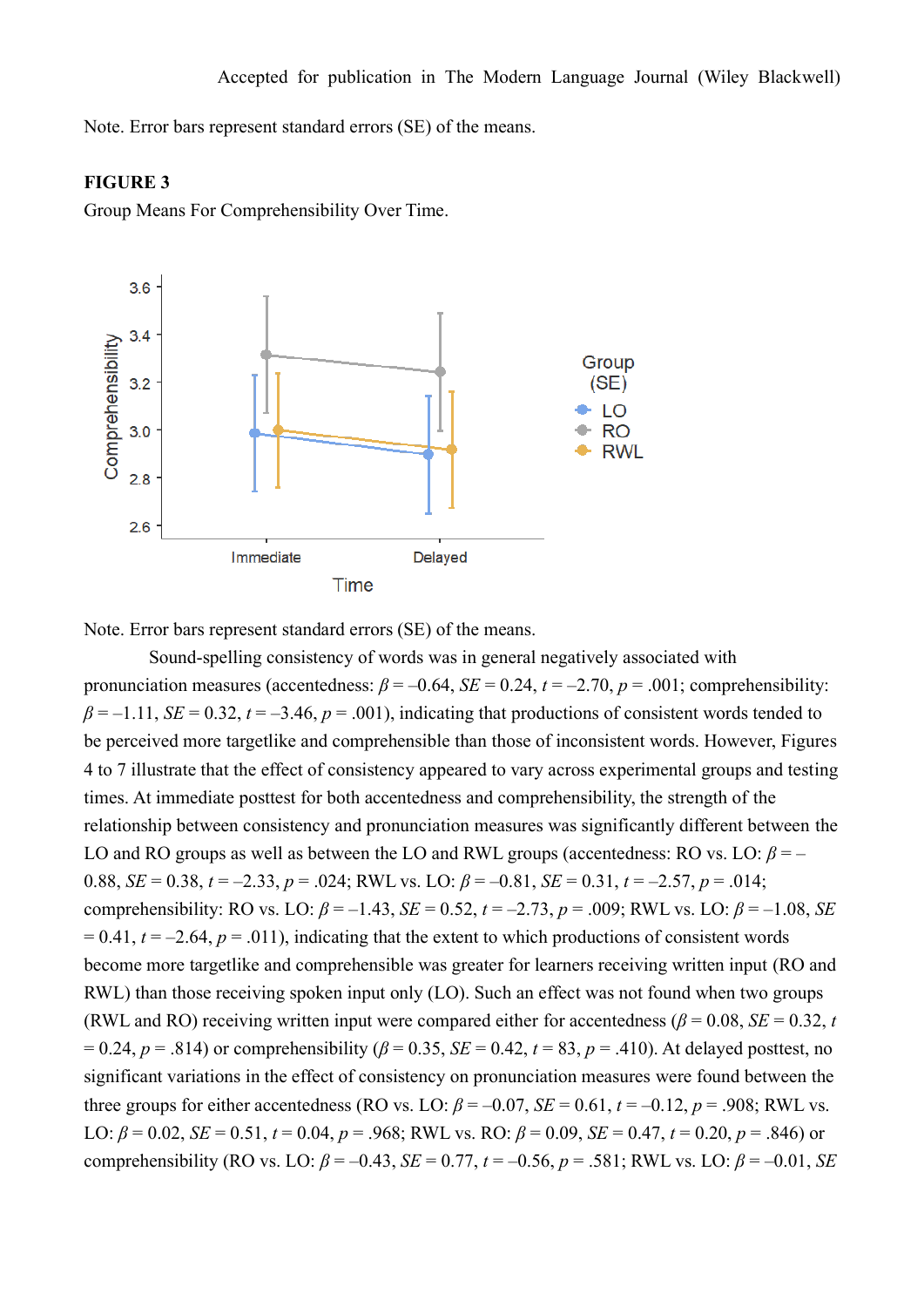Note. Error bars represent standard errors (SE) of the means.

**FIGURE 3**

Group Means For Comprehensibility Over Time.

Note. Error bars represent standard errors (SE) of the means.

Sound-spelling consistency of words was in general negatively associated with pronunciation measures (accentedness: $\beta = -0.64$, $SE = 0.24$, $t = -2.70$, $p = .001$; comprehensibility: $\beta = -1.11$, $SE = 0.32$, $t = -3.46$, $p = .001$), indicating that productions of consistent words tended to be perceived more targetlike and comprehensible than those of inconsistent words. However, Figures 4 to 7 illustrate that the effect of consistency appeared to vary across experimental groups and testing times. At immediate posttest for both accentedness and comprehensibility, the strength of the relationship between consistency and pronunciation measures was significantly different between the LO and RO groups as well as between the LO and RWL groups (accentedness: RO vs. LO: $\beta = -0.88$, $SE = 0.38$, $t = -2.33$, $p = .024$; RWL vs. LO: $\beta = -0.81$, $SE = 0.31$, $t = -2.57$, $p = .014$; comprehensibility: RO vs. LO: $\beta = -1.43$, $SE = 0.52$, $t = -2.73$, $p = .009$; RWL vs. LO: $\beta = -1.08$, $SE = 0.41$, $t = -2.64$, $p = .011$), indicating that the extent to which productions of consistent words become more targetlike and comprehensible was greater for learners receiving written input (RO and RWL) than those receiving spoken input only (LO). Such an effect was not found when two groups (RWL and RO) receiving written input were compared either for accentedness ($\beta = 0.08$, $SE = 0.32$, $t = 0.24$, $p = .814$) or comprehensibility ($\beta = 0.35$, $SE = 0.42$, $t = 83$, $p = .410$). At delayed posttest, no significant variations in the effect of consistency on pronunciation measures were found between the three groups for either accentedness (RO vs. LO: $\beta = -0.07$, $SE = 0.61$, $t = -0.12$, $p = .908$; RWL vs. LO: $\beta = 0.02$, $SE = 0.51$, $t = 0.04$, $p = .968$; RWL vs. RO: $\beta = 0.09$, $SE = 0.47$, $t = 0.20$, $p = .846$) or comprehensibility (RO vs. LO: $\beta = -0.43$, $SE = 0.77$, $t = -0.56$, $p = .581$; RWL vs. LO: $\beta = -0.01$, $SE$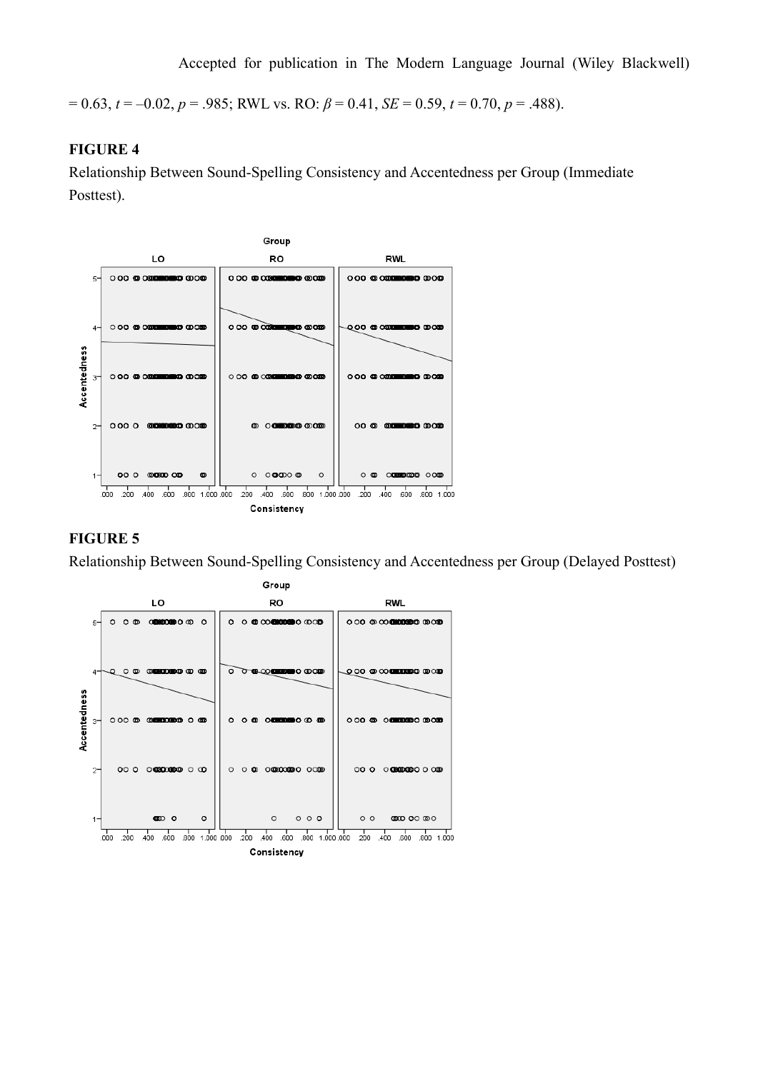= 0.63, $t = -0.02$, $p = .985$; RWL vs. RO: $\beta = 0.41$, $SE = 0.59$, $t = 0.70$, $p = .488$).

**FIGURE 4**

Relationship Between Sound-Spelling Consistency and Accentedness per Group (Immediate Posttest).

**FIGURE 5**

Relationship Between Sound-Spelling Consistency and Accentedness per Group (Delayed Posttest)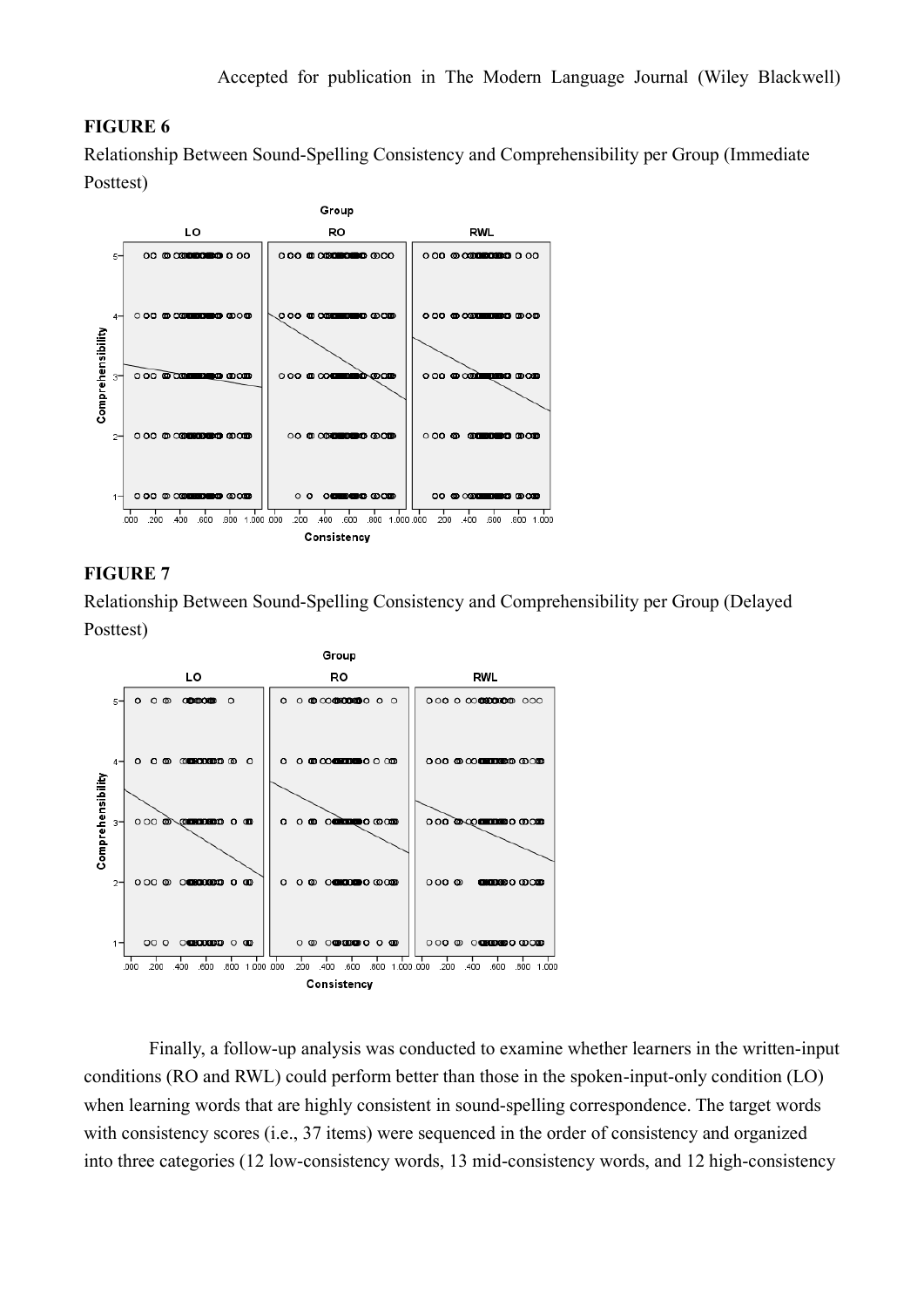**FIGURE 6**

Relationship Between Sound-Spelling Consistency and Comprehensibility per Group (Immediate Posttest)

**FIGURE 7**

Relationship Between Sound-Spelling Consistency and Comprehensibility per Group (Delayed Posttest)

Finally, a follow-up analysis was conducted to examine whether learners in the written-input conditions (RO and RWL) could perform better than those in the spoken-input-only condition (LO) when learning words that are highly consistent in sound-spelling correspondence. The target words with consistency scores (i.e., 37 items) were sequenced in the order of consistency and organized into three categories (12 low-consistency words, 13 mid-consistency words, and 12 high-consistency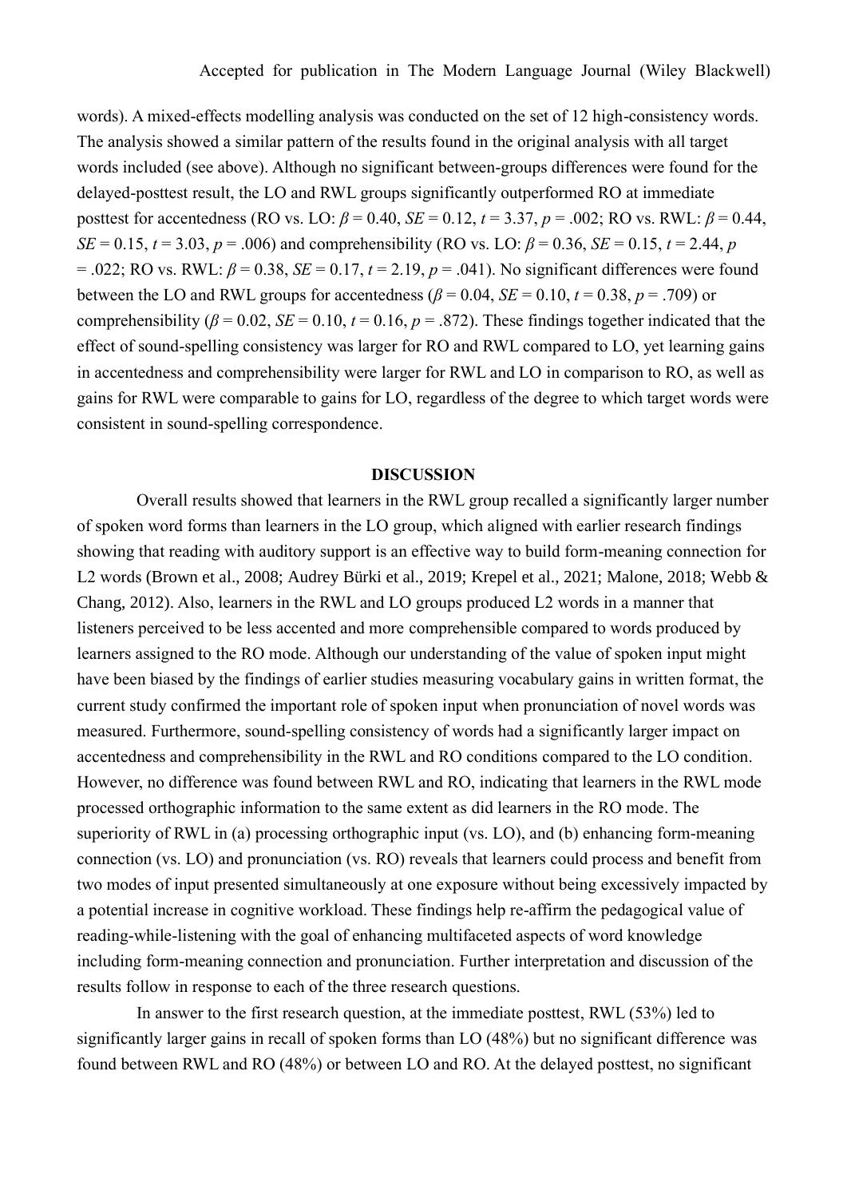words). A mixed-effects modelling analysis was conducted on the set of 12 high-consistency words. The analysis showed a similar pattern of the results found in the original analysis with all target words included (see above). Although no significant between-groups differences were found for the delayed-posttest result, the LO and RWL groups significantly outperformed RO at immediate posttest for accentedness (RO vs. LO: $\beta = 0.40$, $SE = 0.12$, $t = 3.37$, $p = .002$; RO vs. RWL: $\beta = 0.44$, $SE = 0.15$, $t = 3.03$, $p = .006$) and comprehensibility (RO vs. LO: $\beta = 0.36$, $SE = 0.15$, $t = 2.44$, $p = .022$; RO vs. RWL: $\beta = 0.38$, $SE = 0.17$, $t = 2.19$, $p = .041$). No significant differences were found between the LO and RWL groups for accentedness ($\beta = 0.04$, $SE = 0.10$, $t = 0.38$, $p = .709$) or comprehensibility ($\beta = 0.02$, $SE = 0.10$, $t = 0.16$, $p = .872$). These findings together indicated that the effect of sound-spelling consistency was larger for RO and RWL compared to LO, yet learning gains in accentedness and comprehensibility were larger for RWL and LO in comparison to RO, as well as gains for RWL were comparable to gains for LO, regardless of the degree to which target words were consistent in sound-spelling correspondence.

## DISCUSSION

Overall results showed that learners in the RWL group recalled a significantly larger number of spoken word forms than learners in the LO group, which aligned with earlier research findings showing that reading with auditory support is an effective way to build form-meaning connection for L2 words (Brown et al., 2008; Audrey Bürki et al., 2019; Krepel et al., 2021; Malone, 2018; Webb & Chang, 2012). Also, learners in the RWL and LO groups produced L2 words in a manner that listeners perceived to be less accented and more comprehensible compared to words produced by learners assigned to the RO mode. Although our understanding of the value of spoken input might have been biased by the findings of earlier studies measuring vocabulary gains in written format, the current study confirmed the important role of spoken input when pronunciation of novel words was measured. Furthermore, sound-spelling consistency of words had a significantly larger impact on accentedness and comprehensibility in the RWL and RO conditions compared to the LO condition. However, no difference was found between RWL and RO, indicating that learners in the RWL mode processed orthographic information to the same extent as did learners in the RO mode. The superiority of RWL in (a) processing orthographic input (vs. LO), and (b) enhancing form-meaning connection (vs. LO) and pronunciation (vs. RO) reveals that learners could process and benefit from two modes of input presented simultaneously at one exposure without being excessively impacted by a potential increase in cognitive workload. These findings help re-affirm the pedagogical value of reading-while-listening with the goal of enhancing multifaceted aspects of word knowledge including form-meaning connection and pronunciation. Further interpretation and discussion of the results follow in response to each of the three research questions.

In answer to the first research question, at the immediate posttest, RWL (53%) led to significantly larger gains in recall of spoken forms than LO (48%) but no significant difference was found between RWL and RO (48%) or between LO and RO. At the delayed posttest, no significant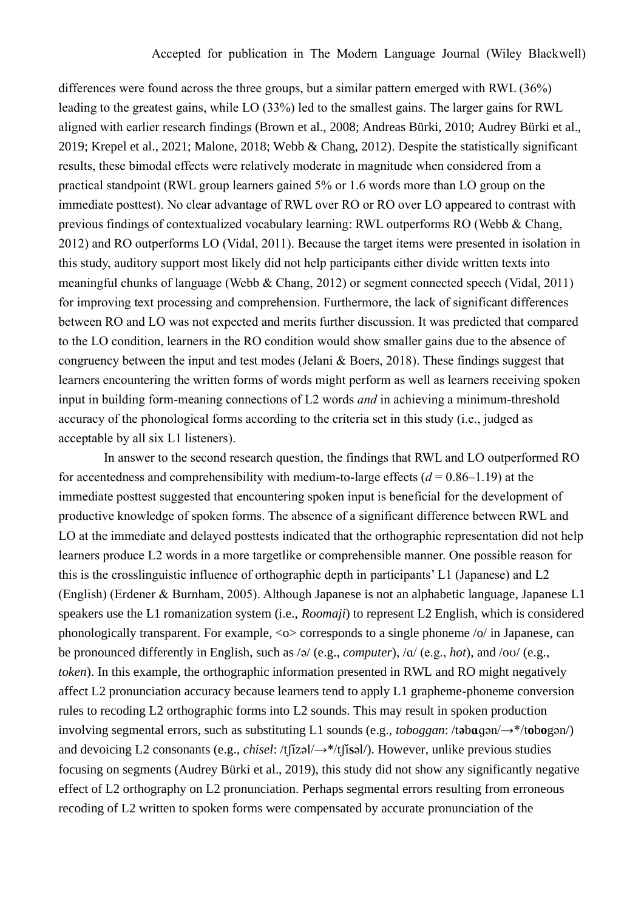differences were found across the three groups, but a similar pattern emerged with RWL (36%) leading to the greatest gains, while LO (33%) led to the smallest gains. The larger gains for RWL aligned with earlier research findings (Brown et al., 2008; Andreas Bürki, 2010; Audrey Bürki et al., 2019; Krepel et al., 2021; Malone, 2018; Webb & Chang, 2012). Despite the statistically significant results, these bimodal effects were relatively moderate in magnitude when considered from a practical standpoint (RWL group learners gained 5% or 1.6 words more than LO group on the immediate posttest). No clear advantage of RWL over RO or RO over LO appeared to contrast with previous findings of contextualized vocabulary learning: RWL outperforms RO (Webb & Chang, 2012) and RO outperforms LO (Vidal, 2011). Because the target items were presented in isolation in this study, auditory support most likely did not help participants either divide written texts into meaningful chunks of language (Webb & Chang, 2012) or segment connected speech (Vidal, 2011) for improving text processing and comprehension. Furthermore, the lack of significant differences between RO and LO was not expected and merits further discussion. It was predicted that compared to the LO condition, learners in the RO condition would show smaller gains due to the absence of congruency between the input and test modes (Jelani & Boers, 2018). These findings suggest that learners encountering the written forms of words might perform as well as learners receiving spoken input in building form-meaning connections of L2 words *and* in achieving a minimum-threshold accuracy of the phonological forms according to the criteria set in this study (i.e., judged as acceptable by all six L1 listeners).

In answer to the second research question, the findings that RWL and LO outperformed RO for accentedness and comprehensibility with medium-to-large effects ($d$ = 0.86–1.19) at the immediate posttest suggested that encountering spoken input is beneficial for the development of productive knowledge of spoken forms. The absence of a significant difference between RWL and LO at the immediate and delayed posttests indicated that the orthographic representation did not help learners produce L2 words in a more targetlike or comprehensible manner. One possible reason for this is the crosslinguistic influence of orthographic depth in participants' L1 (Japanese) and L2 (English) (Erdener & Burnham, 2005). Although Japanese is not an alphabetic language, Japanese L1 speakers use the L1 romanization system (i.e., *Roomaji*) to represent L2 English, which is considered phonologically transparent. For example, <o> corresponds to a single phoneme /o/ in Japanese, can be pronounced differently in English, such as /ə/ (e.g., *computer*), /ɑ/ (e.g., *hot*), and /oʊ/ (e.g., *token*). In this example, the orthographic information presented in RWL and RO might negatively affect L2 pronunciation accuracy because learners tend to apply L1 grapheme-phoneme conversion rules to recoding L2 orthographic forms into L2 sounds. This may result in spoken production involving segmental errors, such as substituting L1 sounds (e.g., *toboggan*: /t**ə**b**ɑ**gən/→*/t**o**b**o**gən/) and devoicing L2 consonants (e.g., *chisel*: /tʃɪzəl/→*/tʃɪ**s**əl/). However, unlike previous studies focusing on segments (Audrey Bürki et al., 2019), this study did not show any significantly negative effect of L2 orthography on L2 pronunciation. Perhaps segmental errors resulting from erroneous recoding of L2 written to spoken forms were compensated by accurate pronunciation of the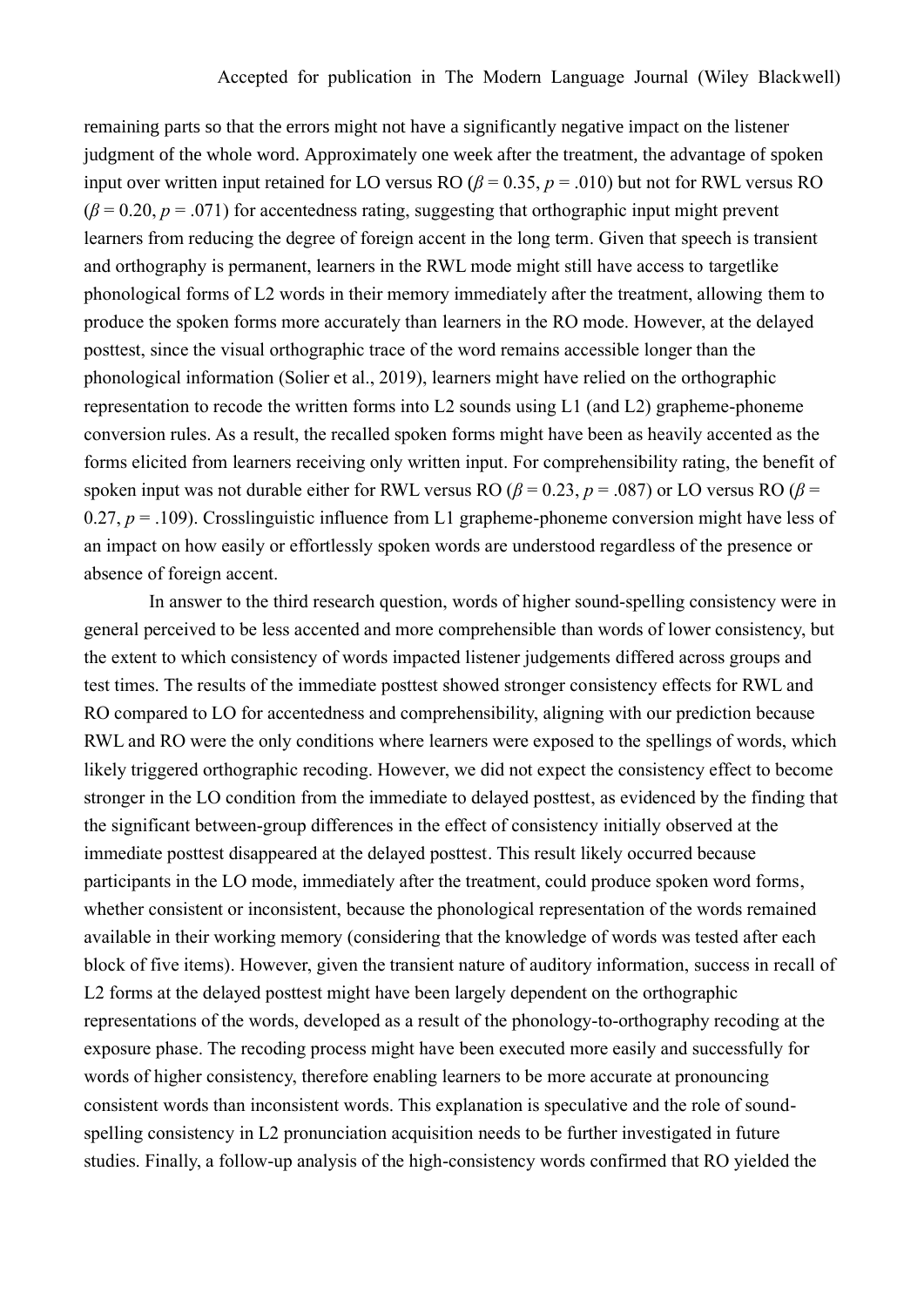remaining parts so that the errors might not have a significantly negative impact on the listener judgment of the whole word. Approximately one week after the treatment, the advantage of spoken input over written input retained for LO versus RO ($\beta = 0.35$, $p = .010$) but not for RWL versus RO ($\beta = 0.20$, $p = .071$) for accentedness rating, suggesting that orthographic input might prevent learners from reducing the degree of foreign accent in the long term. Given that speech is transient and orthography is permanent, learners in the RWL mode might still have access to targetlike phonological forms of L2 words in their memory immediately after the treatment, allowing them to produce the spoken forms more accurately than learners in the RO mode. However, at the delayed posttest, since the visual orthographic trace of the word remains accessible longer than the phonological information (Solier et al., 2019), learners might have relied on the orthographic representation to recode the written forms into L2 sounds using L1 (and L2) grapheme-phoneme conversion rules. As a result, the recalled spoken forms might have been as heavily accented as the forms elicited from learners receiving only written input. For comprehensibility rating, the benefit of spoken input was not durable either for RWL versus RO ($\beta = 0.23$, $p = .087$) or LO versus RO ($\beta = 0.27$, $p = .109$). Crosslinguistic influence from L1 grapheme-phoneme conversion might have less of an impact on how easily or effortlessly spoken words are understood regardless of the presence or absence of foreign accent.

In answer to the third research question, words of higher sound-spelling consistency were in general perceived to be less accented and more comprehensible than words of lower consistency, but the extent to which consistency of words impacted listener judgements differed across groups and test times. The results of the immediate posttest showed stronger consistency effects for RWL and RO compared to LO for accentedness and comprehensibility, aligning with our prediction because RWL and RO were the only conditions where learners were exposed to the spellings of words, which likely triggered orthographic recoding. However, we did not expect the consistency effect to become stronger in the LO condition from the immediate to delayed posttest, as evidenced by the finding that the significant between-group differences in the effect of consistency initially observed at the immediate posttest disappeared at the delayed posttest. This result likely occurred because participants in the LO mode, immediately after the treatment, could produce spoken word forms, whether consistent or inconsistent, because the phonological representation of the words remained available in their working memory (considering that the knowledge of words was tested after each block of five items). However, given the transient nature of auditory information, success in recall of L2 forms at the delayed posttest might have been largely dependent on the orthographic representations of the words, developed as a result of the phonology-to-orthography recoding at the exposure phase. The recoding process might have been executed more easily and successfully for words of higher consistency, therefore enabling learners to be more accurate at pronouncing consistent words than inconsistent words. This explanation is speculative and the role of sound-spelling consistency in L2 pronunciation acquisition needs to be further investigated in future studies. Finally, a follow-up analysis of the high-consistency words confirmed that RO yielded the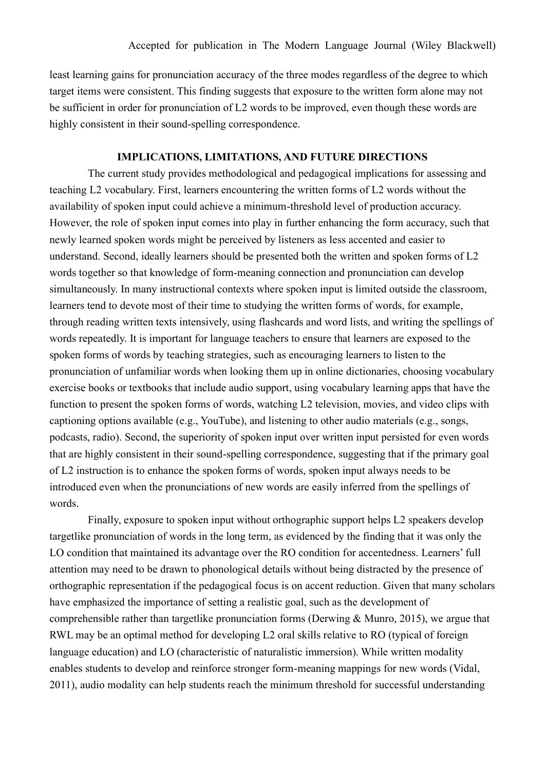least learning gains for pronunciation accuracy of the three modes regardless of the degree to which target items were consistent. This finding suggests that exposure to the written form alone may not be sufficient in order for pronunciation of L2 words to be improved, even though these words are highly consistent in their sound-spelling correspondence.

## IMPLICATIONS, LIMITATIONS, AND FUTURE DIRECTIONS

The current study provides methodological and pedagogical implications for assessing and teaching L2 vocabulary. First, learners encountering the written forms of L2 words without the availability of spoken input could achieve a minimum-threshold level of production accuracy. However, the role of spoken input comes into play in further enhancing the form accuracy, such that newly learned spoken words might be perceived by listeners as less accented and easier to understand. Second, ideally learners should be presented both the written and spoken forms of L2 words together so that knowledge of form-meaning connection and pronunciation can develop simultaneously. In many instructional contexts where spoken input is limited outside the classroom, learners tend to devote most of their time to studying the written forms of words, for example, through reading written texts intensively, using flashcards and word lists, and writing the spellings of words repeatedly. It is important for language teachers to ensure that learners are exposed to the spoken forms of words by teaching strategies, such as encouraging learners to listen to the pronunciation of unfamiliar words when looking them up in online dictionaries, choosing vocabulary exercise books or textbooks that include audio support, using vocabulary learning apps that have the function to present the spoken forms of words, watching L2 television, movies, and video clips with captioning options available (e.g., YouTube), and listening to other audio materials (e.g., songs, podcasts, radio). Second, the superiority of spoken input over written input persisted for even words that are highly consistent in their sound-spelling correspondence, suggesting that if the primary goal of L2 instruction is to enhance the spoken forms of words, spoken input always needs to be introduced even when the pronunciations of new words are easily inferred from the spellings of words.

Finally, exposure to spoken input without orthographic support helps L2 speakers develop targetlike pronunciation of words in the long term, as evidenced by the finding that it was only the LO condition that maintained its advantage over the RO condition for accentedness. Learners' full attention may need to be drawn to phonological details without being distracted by the presence of orthographic representation if the pedagogical focus is on accent reduction. Given that many scholars have emphasized the importance of setting a realistic goal, such as the development of comprehensible rather than targetlike pronunciation forms (Derwing & Munro, 2015), we argue that RWL may be an optimal method for developing L2 oral skills relative to RO (typical of foreign language education) and LO (characteristic of naturalistic immersion). While written modality enables students to develop and reinforce stronger form-meaning mappings for new words (Vidal, 2011), audio modality can help students reach the minimum threshold for successful understanding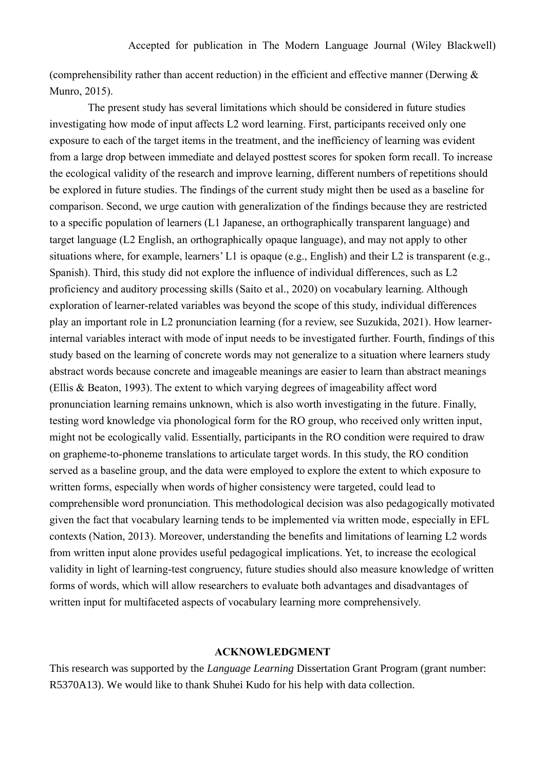(comprehensibility rather than accent reduction) in the efficient and effective manner (Derwing & Munro, 2015).

The present study has several limitations which should be considered in future studies investigating how mode of input affects L2 word learning. First, participants received only one exposure to each of the target items in the treatment, and the inefficiency of learning was evident from a large drop between immediate and delayed posttest scores for spoken form recall. To increase the ecological validity of the research and improve learning, different numbers of repetitions should be explored in future studies. The findings of the current study might then be used as a baseline for comparison. Second, we urge caution with generalization of the findings because they are restricted to a specific population of learners (L1 Japanese, an orthographically transparent language) and target language (L2 English, an orthographically opaque language), and may not apply to other situations where, for example, learners' L1 is opaque (e.g., English) and their L2 is transparent (e.g., Spanish). Third, this study did not explore the influence of individual differences, such as L2 proficiency and auditory processing skills (Saito et al., 2020) on vocabulary learning. Although exploration of learner-related variables was beyond the scope of this study, individual differences play an important role in L2 pronunciation learning (for a review, see Suzukida, 2021). How learner-internal variables interact with mode of input needs to be investigated further. Fourth, findings of this study based on the learning of concrete words may not generalize to a situation where learners study abstract words because concrete and imageable meanings are easier to learn than abstract meanings (Ellis & Beaton, 1993). The extent to which varying degrees of imageability affect word pronunciation learning remains unknown, which is also worth investigating in the future. Finally, testing word knowledge via phonological form for the RO group, who received only written input, might not be ecologically valid. Essentially, participants in the RO condition were required to draw on grapheme-to-phoneme translations to articulate target words. In this study, the RO condition served as a baseline group, and the data were employed to explore the extent to which exposure to written forms, especially when words of higher consistency were targeted, could lead to comprehensible word pronunciation. This methodological decision was also pedagogically motivated given the fact that vocabulary learning tends to be implemented via written mode, especially in EFL contexts (Nation, 2013). Moreover, understanding the benefits and limitations of learning L2 words from written input alone provides useful pedagogical implications. Yet, to increase the ecological validity in light of learning-test congruency, future studies should also measure knowledge of written forms of words, which will allow researchers to evaluate both advantages and disadvantages of written input for multifaceted aspects of vocabulary learning more comprehensively.

## ACKNOWLEDGMENT

This research was supported by the *Language Learning* Dissertation Grant Program (grant number: R5370A13). We would like to thank Shuhei Kudo for his help with data collection.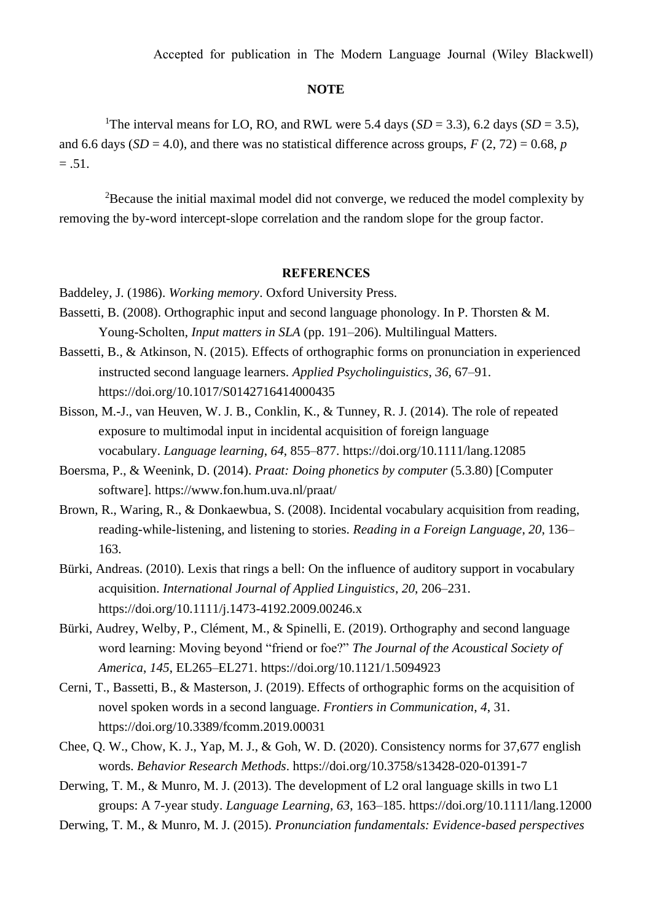## NOTE

[1]The interval means for LO, RO, and RWL were 5.4 days (*SD* = 3.3), 6.2 days (*SD* = 3.5), and 6.6 days (*SD* = 4.0), and there was no statistical difference across groups, $F$ (2, 72) = 0.68, $p$ = .51.

[2]Because the initial maximal model did not converge, we reduced the model complexity by removing the by-word intercept-slope correlation and the random slope for the group factor.

## REFERENCES

Baddeley, J. (1986). *Working memory*. Oxford University Press.

Bassetti, B. (2008). Orthographic input and second language phonology. In P. Thorsten & M. Young-Scholten, *Input matters in SLA* (pp. 191–206). Multilingual Matters.

Bassetti, B., & Atkinson, N. (2015). Effects of orthographic forms on pronunciation in experienced instructed second language learners. *Applied Psycholinguistics*, *36*, 67–91. https://doi.org/10.1017/S0142716414000435

Bisson, M.-J., van Heuven, W. J. B., Conklin, K., & Tunney, R. J. (2014). The role of repeated exposure to multimodal input in incidental acquisition of foreign language vocabulary. *Language learning*, *64*, 855–877. https://doi.org/10.1111/lang.12085

Boersma, P., & Weenink, D. (2014). *Praat: Doing phonetics by computer* (5.3.80) [Computer software]. https://www.fon.hum.uva.nl/praat/

Brown, R., Waring, R., & Donkaewbua, S. (2008). Incidental vocabulary acquisition from reading, reading-while-listening, and listening to stories. *Reading in a Foreign Language*, *20*, 136–163.

Bürki, Andreas. (2010). Lexis that rings a bell: On the influence of auditory support in vocabulary acquisition. *International Journal of Applied Linguistics*, *20*, 206–231. https://doi.org/10.1111/j.1473-4192.2009.00246.x

Bürki, Audrey, Welby, P., Clément, M., & Spinelli, E. (2019). Orthography and second language word learning: Moving beyond “friend or foe?” *The Journal of the Acoustical Society of America*, *145*, EL265–EL271. https://doi.org/10.1121/1.5094923

Cerni, T., Bassetti, B., & Masterson, J. (2019). Effects of orthographic forms on the acquisition of novel spoken words in a second language. *Frontiers in Communication*, *4*, 31. https://doi.org/10.3389/fcomm.2019.00031

Chee, Q. W., Chow, K. J., Yap, M. J., & Goh, W. D. (2020). Consistency norms for 37,677 english words. *Behavior Research Methods*. https://doi.org/10.3758/s13428-020-01391-7

Derwing, T. M., & Munro, M. J. (2013). The development of L2 oral language skills in two L1 groups: A 7-year study. *Language Learning*, *63*, 163–185. https://doi.org/10.1111/lang.12000

Derwing, T. M., & Munro, M. J. (2015). *Pronunciation fundamentals: Evidence-based perspectives*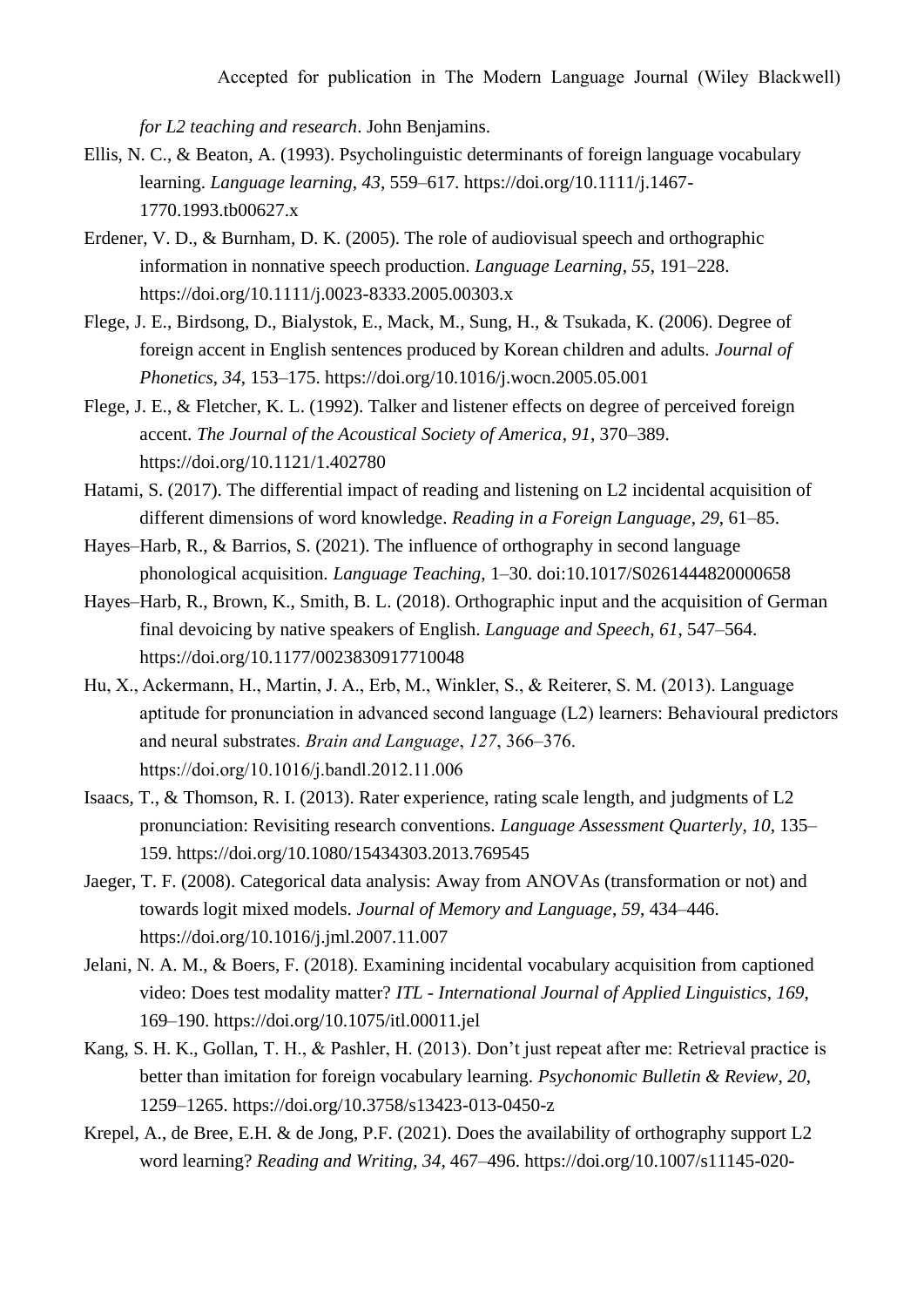*for L2 teaching and research*. John Benjamins.

Ellis, N. C., & Beaton, A. (1993). Psycholinguistic determinants of foreign language vocabulary learning. *Language learning*, *43*, 559–617. https://doi.org/10.1111/j.1467-1770.1993.tb00627.x

Erdener, V. D., & Burnham, D. K. (2005). The role of audiovisual speech and orthographic information in nonnative speech production. *Language Learning*, *55*, 191–228. https://doi.org/10.1111/j.0023-8333.2005.00303.x

Flege, J. E., Birdsong, D., Bialystok, E., Mack, M., Sung, H., & Tsukada, K. (2006). Degree of foreign accent in English sentences produced by Korean children and adults. *Journal of Phonetics*, *34*, 153–175. https://doi.org/10.1016/j.wocn.2005.05.001

Flege, J. E., & Fletcher, K. L. (1992). Talker and listener effects on degree of perceived foreign accent. *The Journal of the Acoustical Society of America*, *91*, 370–389. https://doi.org/10.1121/1.402780

Hatami, S. (2017). The differential impact of reading and listening on L2 incidental acquisition of different dimensions of word knowledge. *Reading in a Foreign Language*, *29*, 61–85.

Hayes–Harb, R., & Barrios, S. (2021). The influence of orthography in second language phonological acquisition. *Language Teaching,* 1–30. doi:10.1017/S0261444820000658

Hayes–Harb, R., Brown, K., Smith, B. L. (2018). Orthographic input and the acquisition of German final devoicing by native speakers of English. *Language and Speech*, *61*, 547–564. https://doi.org/10.1177/0023830917710048

Hu, X., Ackermann, H., Martin, J. A., Erb, M., Winkler, S., & Reiterer, S. M. (2013). Language aptitude for pronunciation in advanced second language (L2) learners: Behavioural predictors and neural substrates. *Brain and Language*, *127*, 366–376. https://doi.org/10.1016/j.bandl.2012.11.006

Isaacs, T., & Thomson, R. I. (2013). Rater experience, rating scale length, and judgments of L2 pronunciation: Revisiting research conventions. *Language Assessment Quarterly*, *10*, 135–159. https://doi.org/10.1080/15434303.2013.769545

Jaeger, T. F. (2008). Categorical data analysis: Away from ANOVAs (transformation or not) and towards logit mixed models. *Journal of Memory and Language*, *59*, 434–446. https://doi.org/10.1016/j.jml.2007.11.007

Jelani, N. A. M., & Boers, F. (2018). Examining incidental vocabulary acquisition from captioned video: Does test modality matter? *ITL - International Journal of Applied Linguistics*, *169*, 169–190. https://doi.org/10.1075/itl.00011.jel

Kang, S. H. K., Gollan, T. H., & Pashler, H. (2013). Don't just repeat after me: Retrieval practice is better than imitation for foreign vocabulary learning. *Psychonomic Bulletin & Review*, *20*, 1259–1265. https://doi.org/10.3758/s13423-013-0450-z

Krepel, A., de Bree, E.H. & de Jong, P.F. (2021). Does the availability of orthography support L2 word learning? *Reading and Writing*, *34*, 467–496. https://doi.org/10.1007/s11145-020-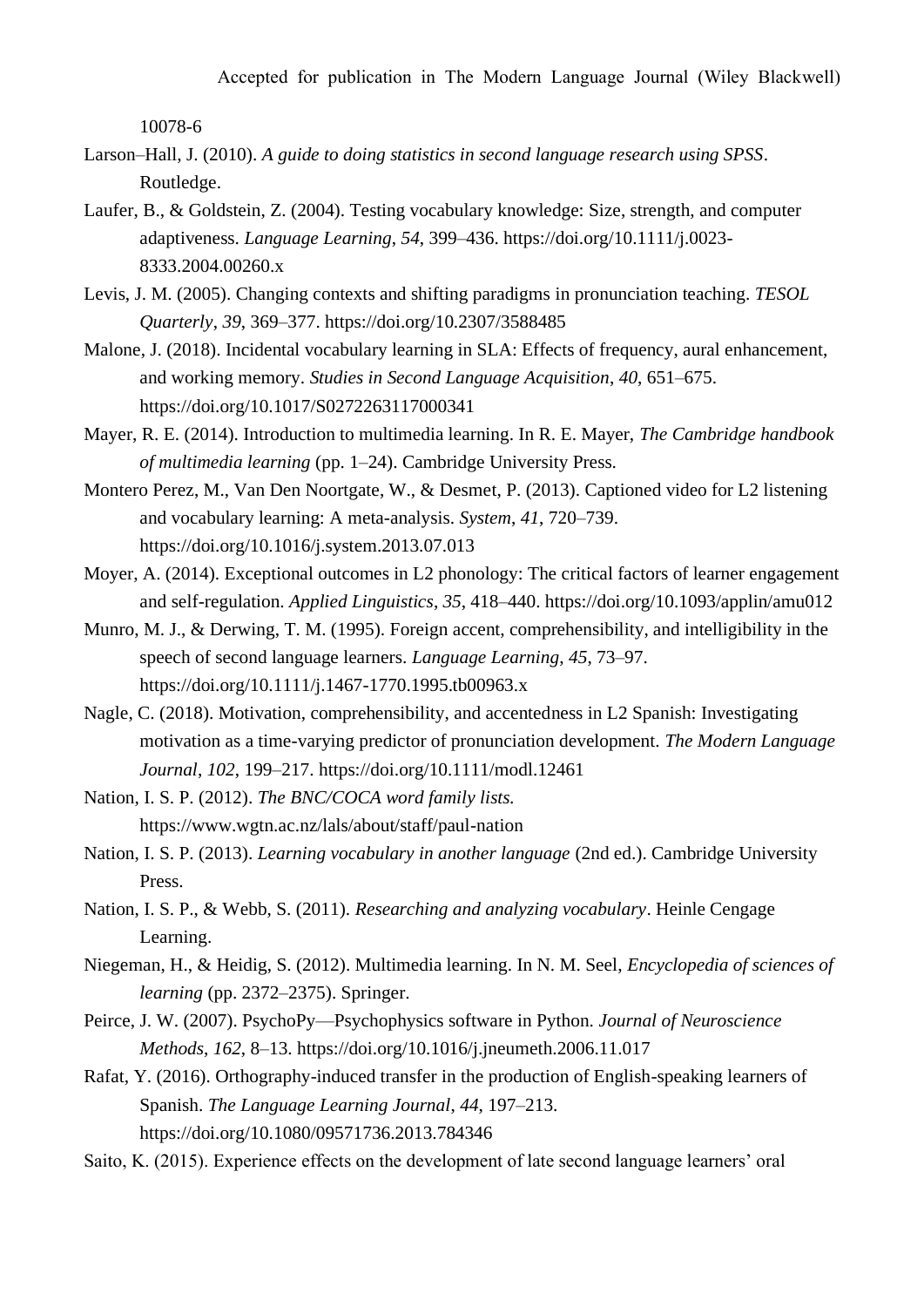10078-6

Larson–Hall, J. (2010). *A guide to doing statistics in second language research using SPSS*. Routledge.

Laufer, B., & Goldstein, Z. (2004). Testing vocabulary knowledge: Size, strength, and computer adaptiveness. *Language Learning*, *54*, 399–436. https://doi.org/10.1111/j.0023-8333.2004.00260.x

Levis, J. M. (2005). Changing contexts and shifting paradigms in pronunciation teaching. *TESOL Quarterly*, *39*, 369–377. https://doi.org/10.2307/3588485

Malone, J. (2018). Incidental vocabulary learning in SLA: Effects of frequency, aural enhancement, and working memory. *Studies in Second Language Acquisition*, *40*, 651–675. https://doi.org/10.1017/S0272263117000341

Mayer, R. E. (2014). Introduction to multimedia learning. In R. E. Mayer, *The Cambridge handbook of multimedia learning* (pp. 1–24). Cambridge University Press.

Montero Perez, M., Van Den Noortgate, W., & Desmet, P. (2013). Captioned video for L2 listening and vocabulary learning: A meta-analysis. *System*, *41*, 720–739. https://doi.org/10.1016/j.system.2013.07.013

Moyer, A. (2014). Exceptional outcomes in L2 phonology: The critical factors of learner engagement and self-regulation. *Applied Linguistics*, *35*, 418–440. https://doi.org/10.1093/applin/amu012

Munro, M. J., & Derwing, T. M. (1995). Foreign accent, comprehensibility, and intelligibility in the speech of second language learners. *Language Learning*, *45*, 73–97. https://doi.org/10.1111/j.1467-1770.1995.tb00963.x

Nagle, C. (2018). Motivation, comprehensibility, and accentedness in L2 Spanish: Investigating motivation as a time-varying predictor of pronunciation development. *The Modern Language Journal*, *102*, 199–217. https://doi.org/10.1111/modl.12461

Nation, I. S. P. (2012). *The BNC/COCA word family lists.* https://www.wgtn.ac.nz/lals/about/staff/paul-nation

Nation, I. S. P. (2013). *Learning vocabulary in another language* (2nd ed.). Cambridge University Press.

Nation, I. S. P., & Webb, S. (2011). *Researching and analyzing vocabulary*. Heinle Cengage Learning.

Niegeman, H., & Heidig, S. (2012). Multimedia learning. In N. M. Seel, *Encyclopedia of sciences of learning* (pp. 2372–2375). Springer.

Peirce, J. W. (2007). PsychoPy—Psychophysics software in Python. *Journal of Neuroscience Methods*, *162*, 8–13. https://doi.org/10.1016/j.jneumeth.2006.11.017

Rafat, Y. (2016). Orthography-induced transfer in the production of English-speaking learners of Spanish. *The Language Learning Journal*, *44*, 197–213. https://doi.org/10.1080/09571736.2013.784346

Saito, K. (2015). Experience effects on the development of late second language learners' oral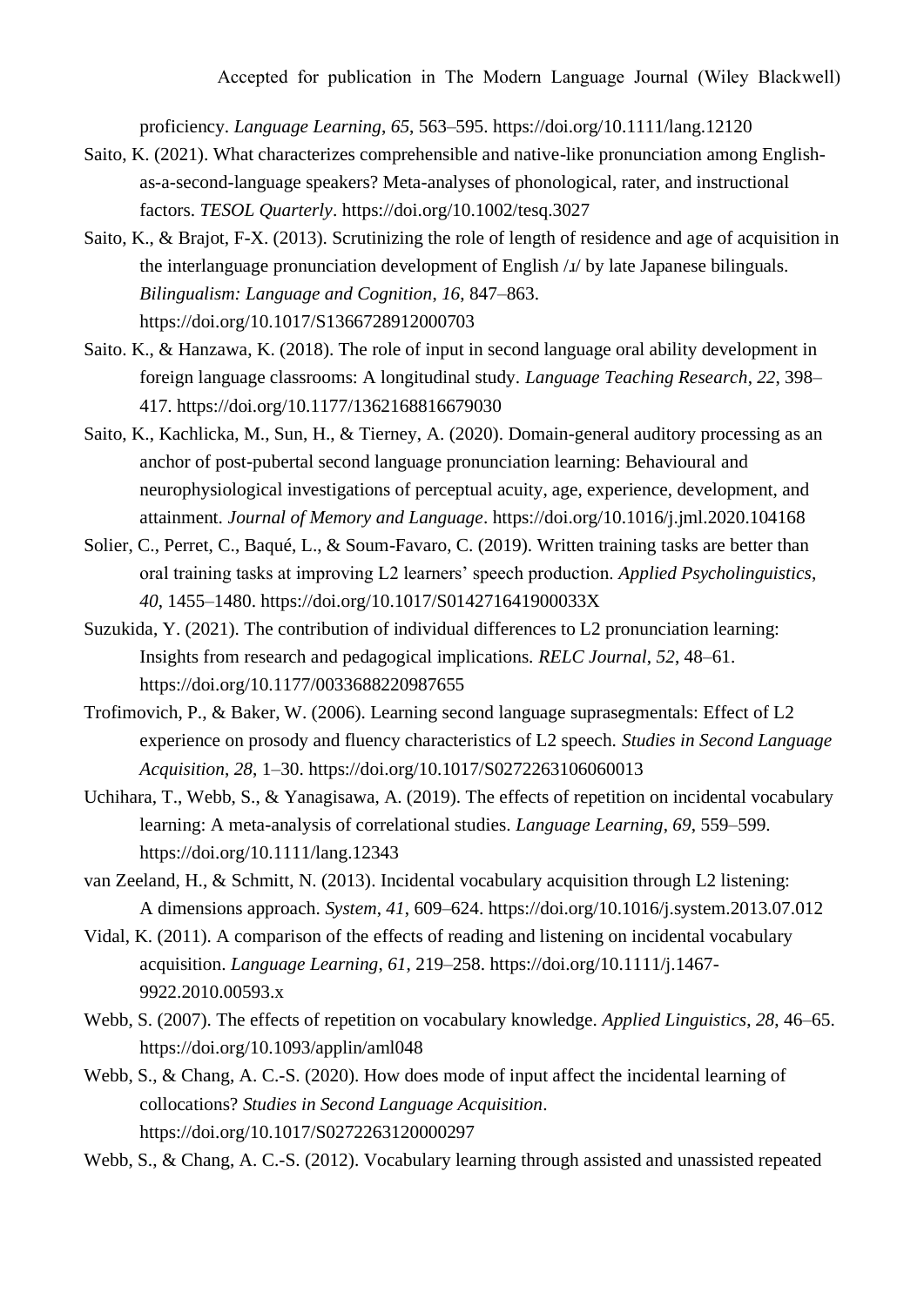proficiency. *Language Learning*, *65*, 563–595. https://doi.org/10.1111/lang.12120

Saito, K. (2021). What characterizes comprehensible and native-like pronunciation among English-as-a-second-language speakers? Meta-analyses of phonological, rater, and instructional factors. *TESOL Quarterly*. https://doi.org/10.1002/tesq.3027

Saito, K., & Brajot, F-X. (2013). Scrutinizing the role of length of residence and age of acquisition in the interlanguage pronunciation development of English /ɹ/ by late Japanese bilinguals. *Bilingualism: Language and Cognition*, *16*, 847–863. https://doi.org/10.1017/S1366728912000703

Saito. K., & Hanzawa, K. (2018). The role of input in second language oral ability development in foreign language classrooms: A longitudinal study. *Language Teaching Research*, *22*, 398–417. https://doi.org/10.1177/1362168816679030

Saito, K., Kachlicka, M., Sun, H., & Tierney, A. (2020). Domain-general auditory processing as an anchor of post-pubertal second language pronunciation learning: Behavioural and neurophysiological investigations of perceptual acuity, age, experience, development, and attainment. *Journal of Memory and Language*. https://doi.org/10.1016/j.jml.2020.104168

Solier, C., Perret, C., Baqué, L., & Soum-Favaro, C. (2019). Written training tasks are better than oral training tasks at improving L2 learners' speech production. *Applied Psycholinguistics*, *40*, 1455–1480. https://doi.org/10.1017/S014271641900033X

Suzukida, Y. (2021). The contribution of individual differences to L2 pronunciation learning: Insights from research and pedagogical implications. *RELC Journal*, *52*, 48–61. https://doi.org/10.1177/0033688220987655

Trofimovich, P., & Baker, W. (2006). Learning second language suprasegmentals: Effect of L2 experience on prosody and fluency characteristics of L2 speech. *Studies in Second Language Acquisition*, *28*, 1–30. https://doi.org/10.1017/S0272263106060013

Uchihara, T., Webb, S., & Yanagisawa, A. (2019). The effects of repetition on incidental vocabulary learning: A meta-analysis of correlational studies. *Language Learning*, *69*, 559–599. https://doi.org/10.1111/lang.12343

van Zeeland, H., & Schmitt, N. (2013). Incidental vocabulary acquisition through L2 listening: A dimensions approach. *System*, *41*, 609–624. https://doi.org/10.1016/j.system.2013.07.012

Vidal, K. (2011). A comparison of the effects of reading and listening on incidental vocabulary acquisition. *Language Learning*, *61*, 219–258. https://doi.org/10.1111/j.1467-9922.2010.00593.x

Webb, S. (2007). The effects of repetition on vocabulary knowledge. *Applied Linguistics*, *28*, 46–65. https://doi.org/10.1093/applin/aml048

Webb, S., & Chang, A. C.-S. (2020). How does mode of input affect the incidental learning of collocations? *Studies in Second Language Acquisition*. https://doi.org/10.1017/S0272263120000297

Webb, S., & Chang, A. C.-S. (2012). Vocabulary learning through assisted and unassisted repeated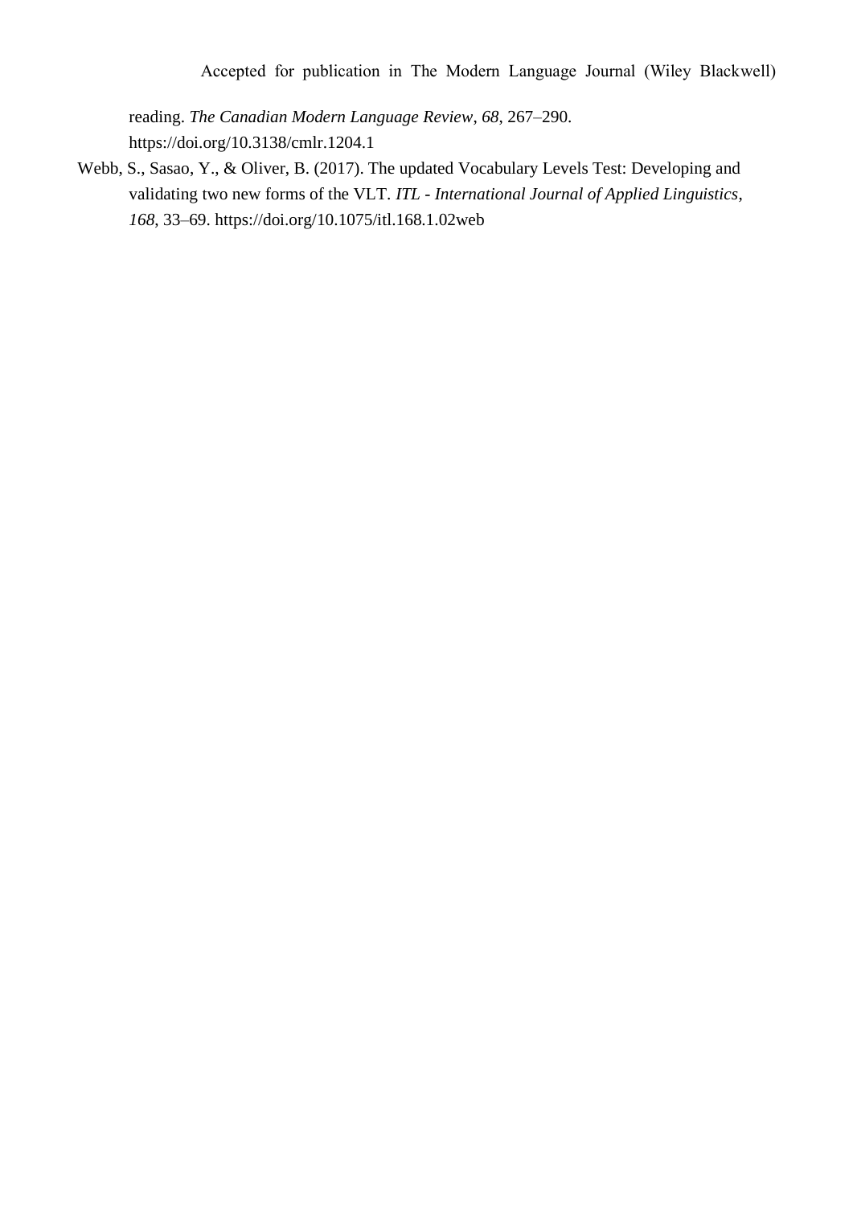reading. *The Canadian Modern Language Review*, *68*, 267–290. https://doi.org/10.3138/cmlr.1204.1

Webb, S., Sasao, Y., & Oliver, B. (2017). The updated Vocabulary Levels Test: Developing and validating two new forms of the VLT. *ITL - International Journal of Applied Linguistics*, *168*, 33–69. https://doi.org/10.1075/itl.168.1.02web